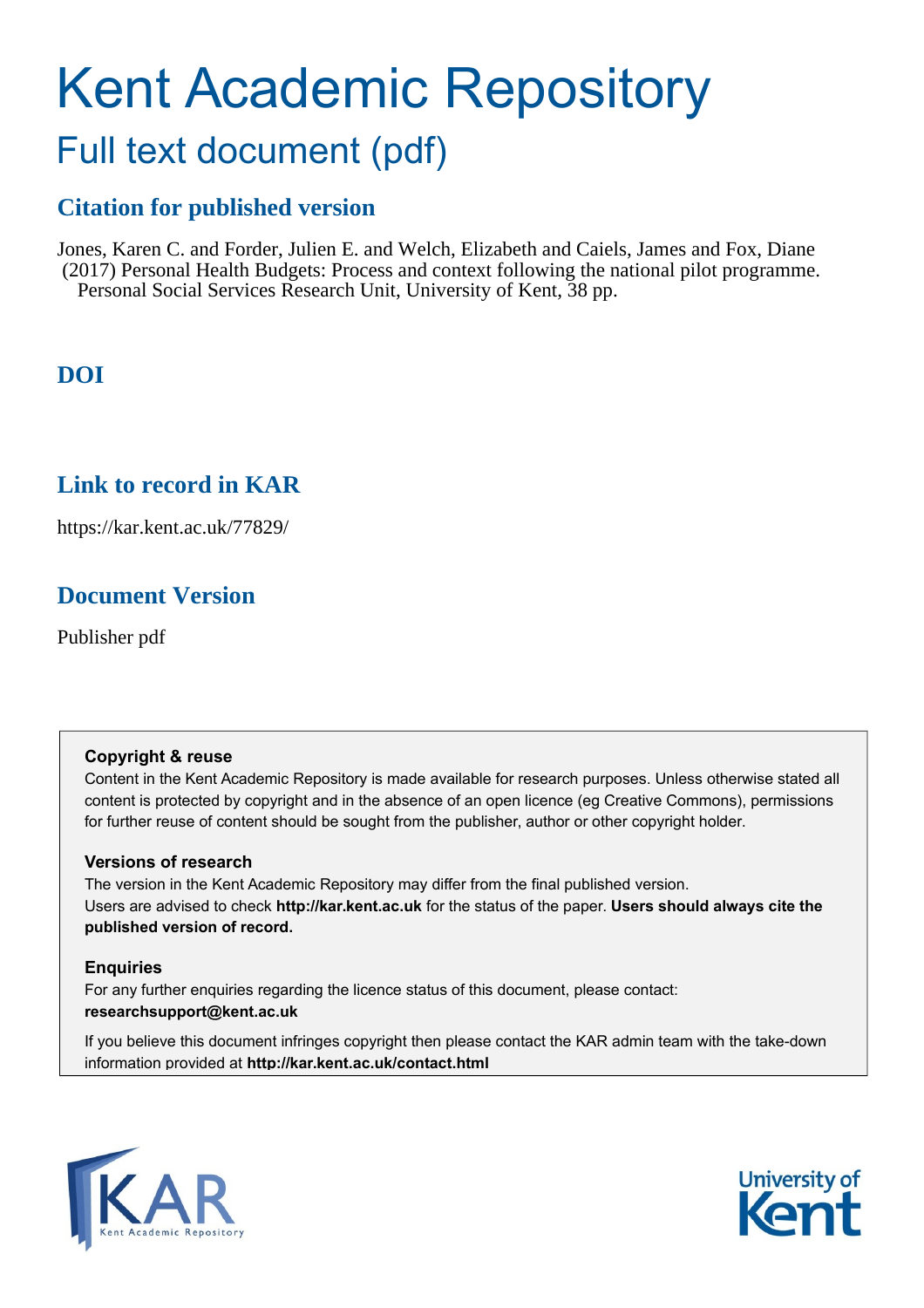# Kent Academic Repository

## Full text document (pdf)

## Citation for published version

Jones, Karen C. and Forder, Julien E. and Welch, Elizabeth and Caiels, James and Fox, Diane (2017) Personal Health Budgets: Process and context following the national pilot programme. Personal Social Services Research Unit, University of Kent, 38 pp.

## DOI

## Link to record in KAR

https://kar.kent.ac.uk/77829/

## Document Version

Publisher pdf

### Copyright & reuse

Content in the Kent Academic Repository is made available for research purposes. Unless otherwise stated all content is protected by copyright and in the absence of an open licence (eg Creative Commons), permissions for further reuse of content should be sought from the publisher, author or other copyright holder.

### Versions of research

The version in the Kent Academic Repository may differ from the final published version. Users are advised to check **http://kar.kent.ac.uk** for the status of the paper. **Users should always cite the published version of record.**

### Enquiries

For any further enquiries regarding the licence status of this document, please contact: **researchsupport@kent.ac.uk**

If you believe this document infringes copyright then please contact the KAR admin team with the take-down information provided at **http://kar.kent.ac.uk/contact.html**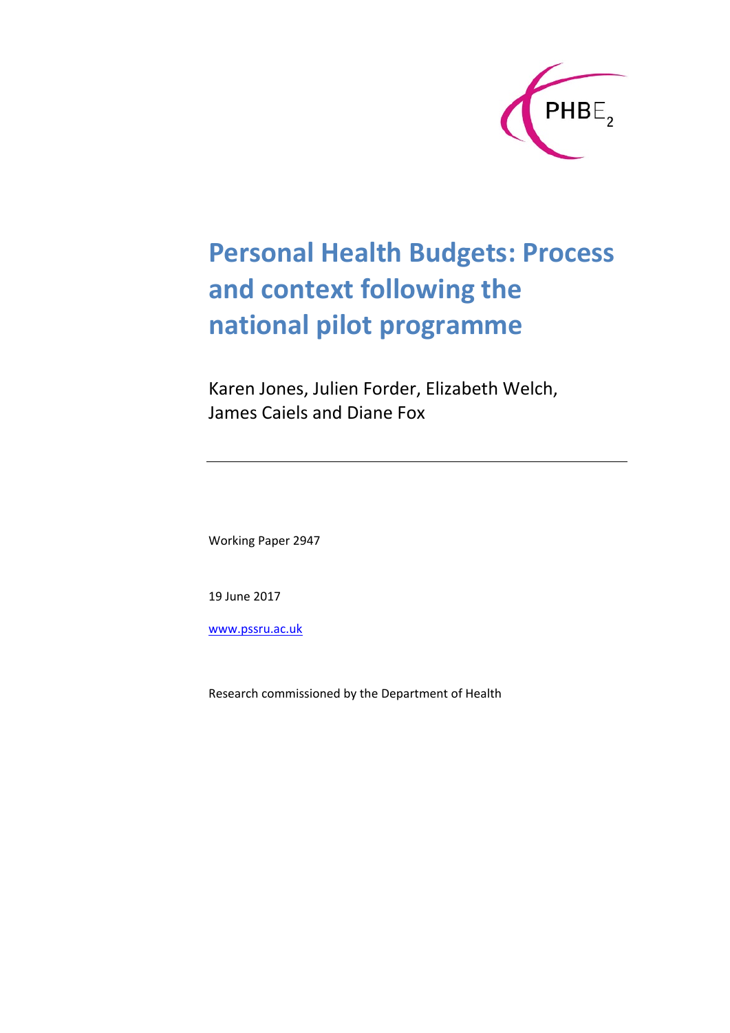PHBE$_2$

# Personal Health Budgets: Process and context following the national pilot programme

Karen Jones, Julien Forder, Elizabeth Welch, James Caiels and Diane Fox

---

Working Paper 2947

19 June 2017

www.pssru.ac.uk

Research commissioned by the Department of Health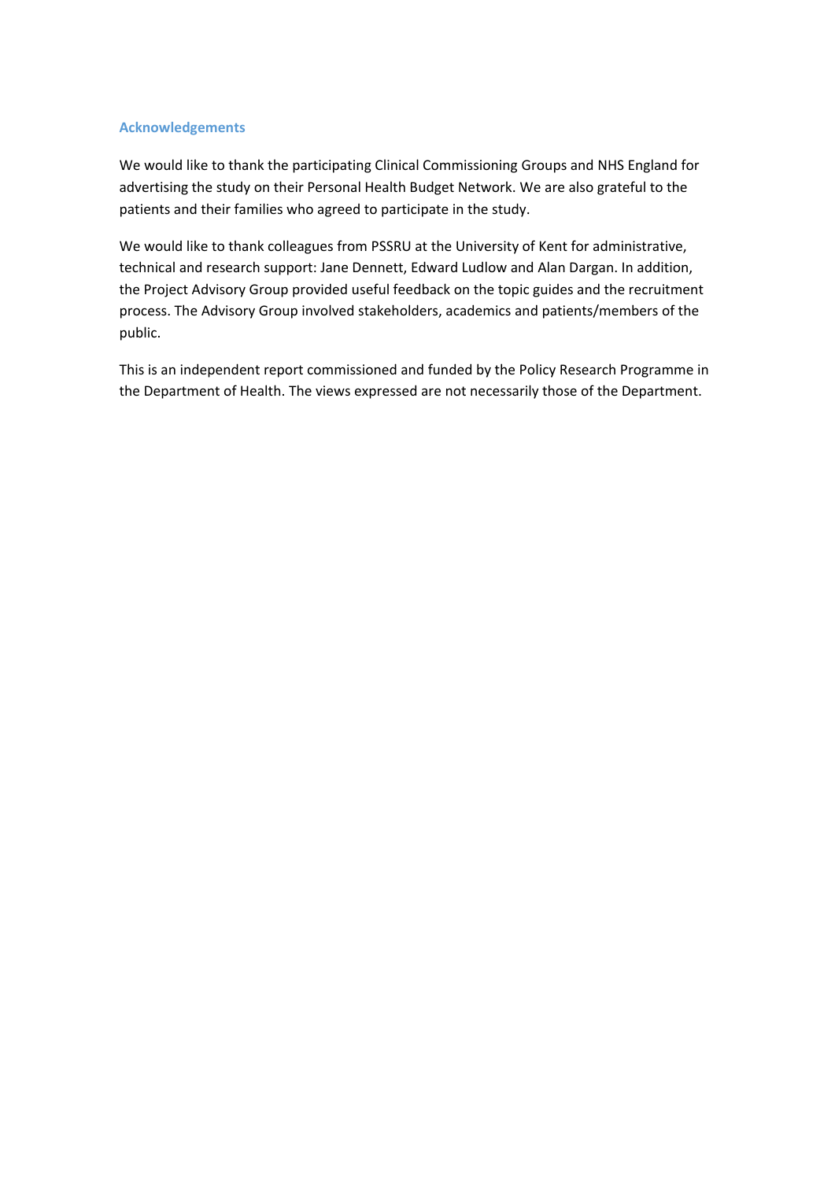## Acknowledgements

We would like to thank the participating Clinical Commissioning Groups and NHS England for advertising the study on their Personal Health Budget Network. We are also grateful to the patients and their families who agreed to participate in the study.

We would like to thank colleagues from PSSRU at the University of Kent for administrative, technical and research support: Jane Dennett, Edward Ludlow and Alan Dargan. In addition, the Project Advisory Group provided useful feedback on the topic guides and the recruitment process. The Advisory Group involved stakeholders, academics and patients/members of the public.

This is an independent report commissioned and funded by the Policy Research Programme in the Department of Health. The views expressed are not necessarily those of the Department.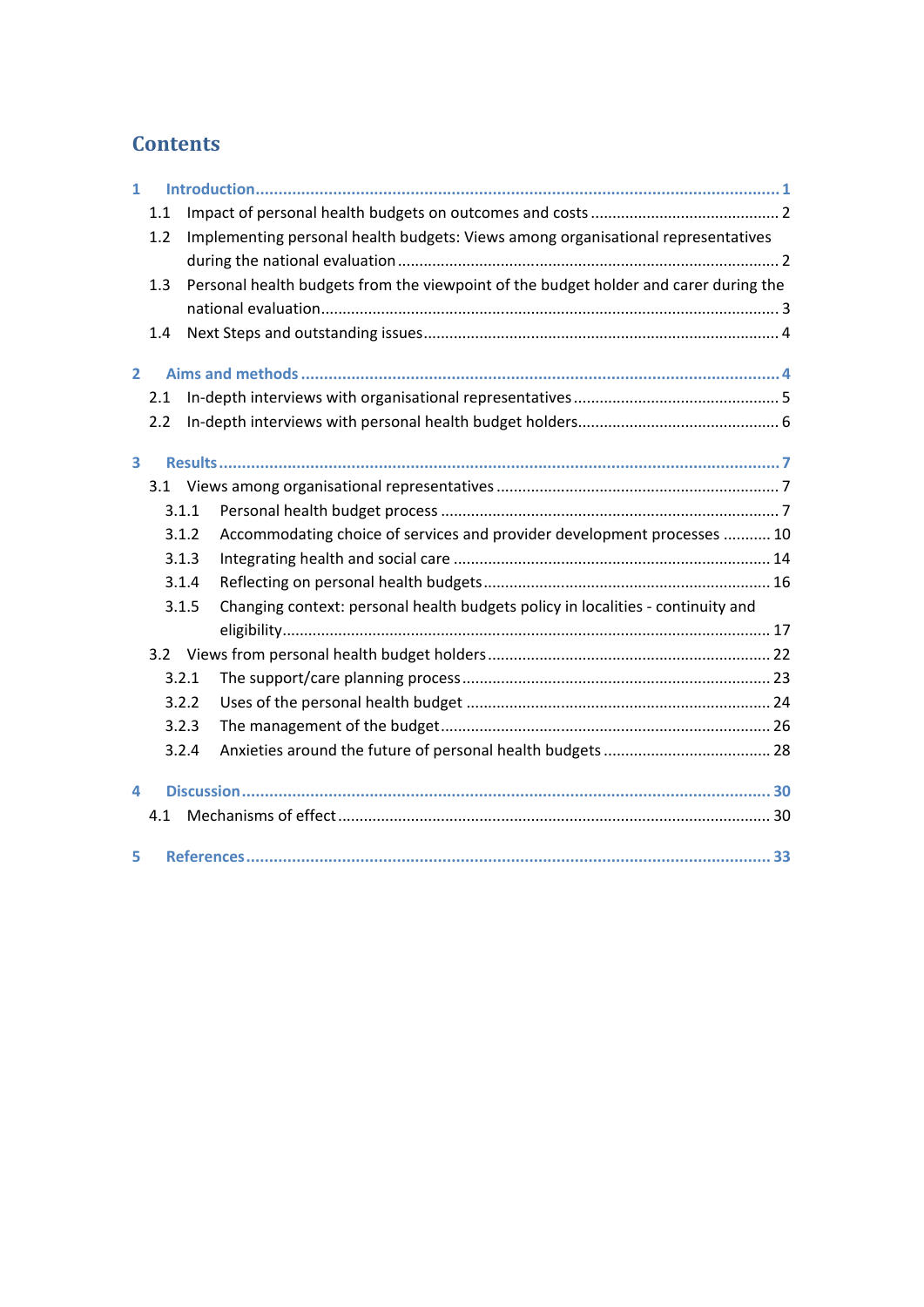## Contents

1 Introduction .......... 1
- 1.1 Impact of personal health budgets on outcomes and costs .......... 2
- 1.2 Implementing personal health budgets: Views among organisational representatives during the national evaluation .......... 2
- 1.3 Personal health budgets from the viewpoint of the budget holder and carer during the national evaluation .......... 3
- 1.4 Next Steps and outstanding issues .......... 4

2 Aims and methods .......... 4
- 2.1 In-depth interviews with organisational representatives .......... 5
- 2.2 In-depth interviews with personal health budget holders .......... 6

3 Results .......... 7
- 3.1 Views among organisational representatives .......... 7
  - 3.1.1 Personal health budget process .......... 7
  - 3.1.2 Accommodating choice of services and provider development processes .......... 10
  - 3.1.3 Integrating health and social care .......... 14
  - 3.1.4 Reflecting on personal health budgets .......... 16
  - 3.1.5 Changing context: personal health budgets policy in localities - continuity and eligibility .......... 17
- 3.2 Views from personal health budget holders .......... 22
  - 3.2.1 The support/care planning process .......... 23
  - 3.2.2 Uses of the personal health budget .......... 24
  - 3.2.3 The management of the budget .......... 26
  - 3.2.4 Anxieties around the future of personal health budgets .......... 28

4 Discussion .......... 30
- 4.1 Mechanisms of effect .......... 30

5 References .......... 33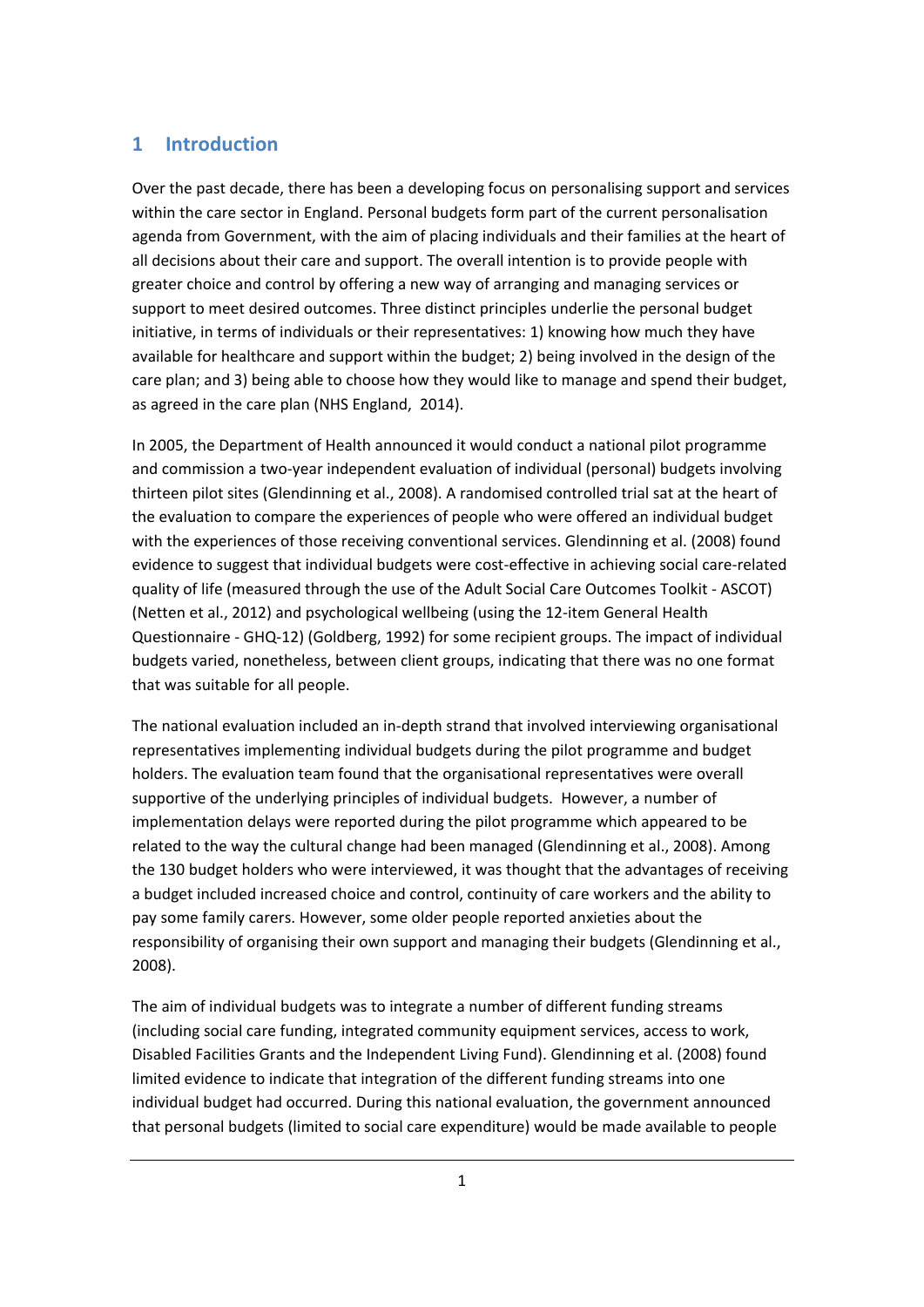# 1 Introduction

Over the past decade, there has been a developing focus on personalising support and services within the care sector in England. Personal budgets form part of the current personalisation agenda from Government, with the aim of placing individuals and their families at the heart of all decisions about their care and support. The overall intention is to provide people with greater choice and control by offering a new way of arranging and managing services or support to meet desired outcomes. Three distinct principles underlie the personal budget initiative, in terms of individuals or their representatives: 1) knowing how much they have available for healthcare and support within the budget; 2) being involved in the design of the care plan; and 3) being able to choose how they would like to manage and spend their budget, as agreed in the care plan (NHS England, 2014).

In 2005, the Department of Health announced it would conduct a national pilot programme and commission a two-year independent evaluation of individual (personal) budgets involving thirteen pilot sites (Glendinning et al., 2008). A randomised controlled trial sat at the heart of the evaluation to compare the experiences of people who were offered an individual budget with the experiences of those receiving conventional services. Glendinning et al. (2008) found evidence to suggest that individual budgets were cost-effective in achieving social care-related quality of life (measured through the use of the Adult Social Care Outcomes Toolkit - ASCOT) (Netten et al., 2012) and psychological wellbeing (using the 12-item General Health Questionnaire - GHQ-12) (Goldberg, 1992) for some recipient groups. The impact of individual budgets varied, nonetheless, between client groups, indicating that there was no one format that was suitable for all people.

The national evaluation included an in-depth strand that involved interviewing organisational representatives implementing individual budgets during the pilot programme and budget holders. The evaluation team found that the organisational representatives were overall supportive of the underlying principles of individual budgets. However, a number of implementation delays were reported during the pilot programme which appeared to be related to the way the cultural change had been managed (Glendinning et al., 2008). Among the 130 budget holders who were interviewed, it was thought that the advantages of receiving a budget included increased choice and control, continuity of care workers and the ability to pay some family carers. However, some older people reported anxieties about the responsibility of organising their own support and managing their budgets (Glendinning et al., 2008).

The aim of individual budgets was to integrate a number of different funding streams (including social care funding, integrated community equipment services, access to work, Disabled Facilities Grants and the Independent Living Fund). Glendinning et al. (2008) found limited evidence to indicate that integration of the different funding streams into one individual budget had occurred. During this national evaluation, the government announced that personal budgets (limited to social care expenditure) would be made available to people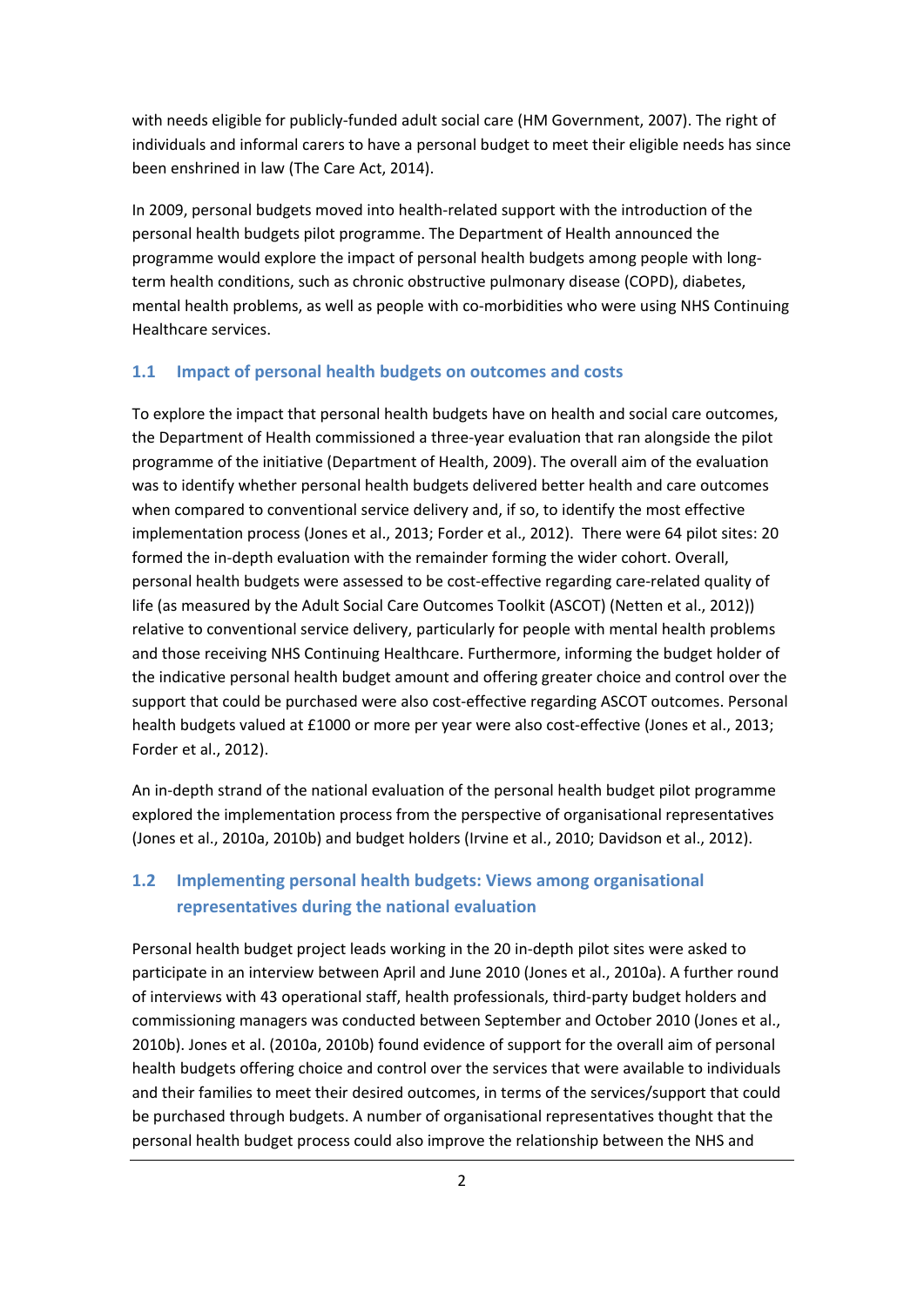with needs eligible for publicly-funded adult social care (HM Government, 2007). The right of individuals and informal carers to have a personal budget to meet their eligible needs has since been enshrined in law (The Care Act, 2014).

In 2009, personal budgets moved into health-related support with the introduction of the personal health budgets pilot programme. The Department of Health announced the programme would explore the impact of personal health budgets among people with long-term health conditions, such as chronic obstructive pulmonary disease (COPD), diabetes, mental health problems, as well as people with co-morbidities who were using NHS Continuing Healthcare services.

## 1.1 Impact of personal health budgets on outcomes and costs

To explore the impact that personal health budgets have on health and social care outcomes, the Department of Health commissioned a three-year evaluation that ran alongside the pilot programme of the initiative (Department of Health, 2009). The overall aim of the evaluation was to identify whether personal health budgets delivered better health and care outcomes when compared to conventional service delivery and, if so, to identify the most effective implementation process (Jones et al., 2013; Forder et al., 2012). There were 64 pilot sites: 20 formed the in-depth evaluation with the remainder forming the wider cohort. Overall, personal health budgets were assessed to be cost-effective regarding care-related quality of life (as measured by the Adult Social Care Outcomes Toolkit (ASCOT) (Netten et al., 2012)) relative to conventional service delivery, particularly for people with mental health problems and those receiving NHS Continuing Healthcare. Furthermore, informing the budget holder of the indicative personal health budget amount and offering greater choice and control over the support that could be purchased were also cost-effective regarding ASCOT outcomes. Personal health budgets valued at £1000 or more per year were also cost-effective (Jones et al., 2013; Forder et al., 2012).

An in-depth strand of the national evaluation of the personal health budget pilot programme explored the implementation process from the perspective of organisational representatives (Jones et al., 2010a, 2010b) and budget holders (Irvine et al., 2010; Davidson et al., 2012).

## 1.2 Implementing personal health budgets: Views among organisational representatives during the national evaluation

Personal health budget project leads working in the 20 in-depth pilot sites were asked to participate in an interview between April and June 2010 (Jones et al., 2010a). A further round of interviews with 43 operational staff, health professionals, third-party budget holders and commissioning managers was conducted between September and October 2010 (Jones et al., 2010b). Jones et al. (2010a, 2010b) found evidence of support for the overall aim of personal health budgets offering choice and control over the services that were available to individuals and their families to meet their desired outcomes, in terms of the services/support that could be purchased through budgets. A number of organisational representatives thought that the personal health budget process could also improve the relationship between the NHS and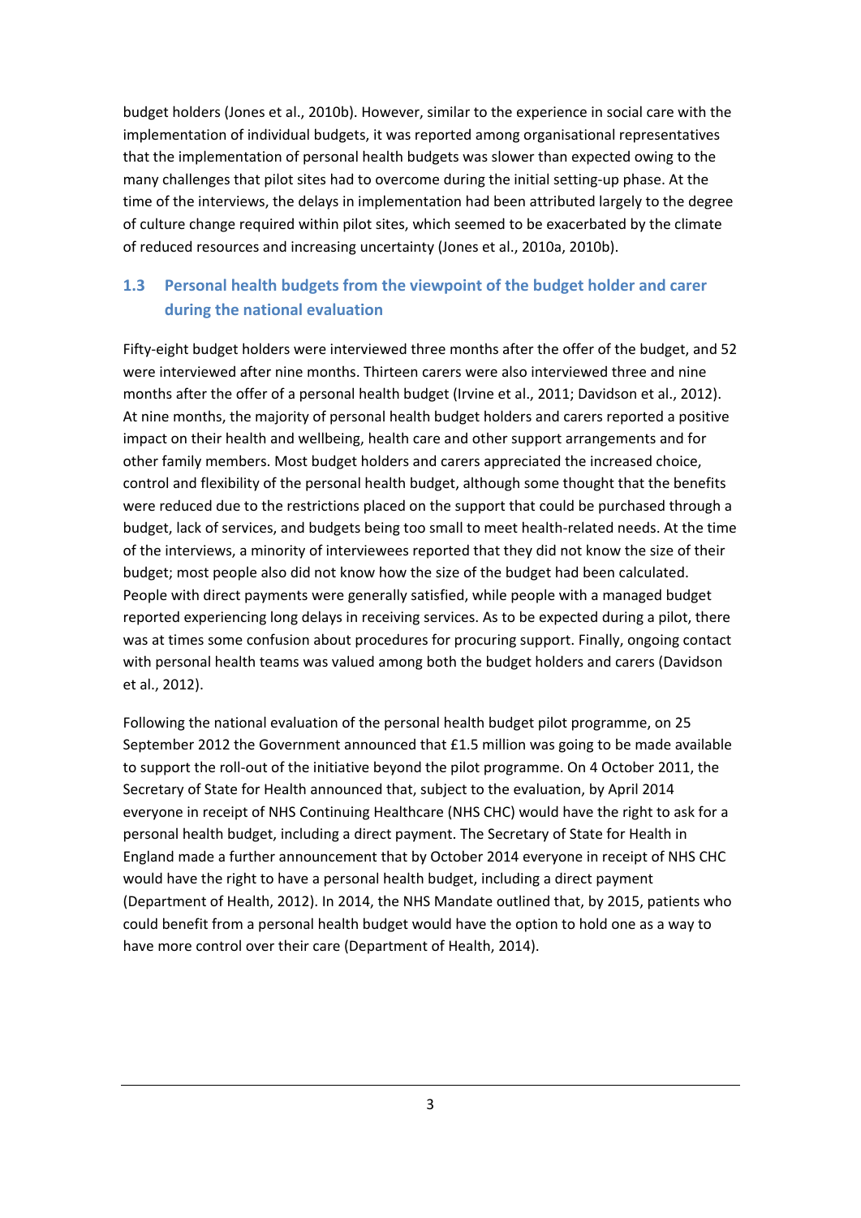budget holders (Jones et al., 2010b). However, similar to the experience in social care with the implementation of individual budgets, it was reported among organisational representatives that the implementation of personal health budgets was slower than expected owing to the many challenges that pilot sites had to overcome during the initial setting-up phase. At the time of the interviews, the delays in implementation had been attributed largely to the degree of culture change required within pilot sites, which seemed to be exacerbated by the climate of reduced resources and increasing uncertainty (Jones et al., 2010a, 2010b).

## 1.3 Personal health budgets from the viewpoint of the budget holder and carer during the national evaluation

Fifty-eight budget holders were interviewed three months after the offer of the budget, and 52 were interviewed after nine months. Thirteen carers were also interviewed three and nine months after the offer of a personal health budget (Irvine et al., 2011; Davidson et al., 2012). At nine months, the majority of personal health budget holders and carers reported a positive impact on their health and wellbeing, health care and other support arrangements and for other family members. Most budget holders and carers appreciated the increased choice, control and flexibility of the personal health budget, although some thought that the benefits were reduced due to the restrictions placed on the support that could be purchased through a budget, lack of services, and budgets being too small to meet health-related needs. At the time of the interviews, a minority of interviewees reported that they did not know the size of their budget; most people also did not know how the size of the budget had been calculated. People with direct payments were generally satisfied, while people with a managed budget reported experiencing long delays in receiving services. As to be expected during a pilot, there was at times some confusion about procedures for procuring support. Finally, ongoing contact with personal health teams was valued among both the budget holders and carers (Davidson et al., 2012).

Following the national evaluation of the personal health budget pilot programme, on 25 September 2012 the Government announced that £1.5 million was going to be made available to support the roll-out of the initiative beyond the pilot programme. On 4 October 2011, the Secretary of State for Health announced that, subject to the evaluation, by April 2014 everyone in receipt of NHS Continuing Healthcare (NHS CHC) would have the right to ask for a personal health budget, including a direct payment. The Secretary of State for Health in England made a further announcement that by October 2014 everyone in receipt of NHS CHC would have the right to have a personal health budget, including a direct payment (Department of Health, 2012). In 2014, the NHS Mandate outlined that, by 2015, patients who could benefit from a personal health budget would have the option to hold one as a way to have more control over their care (Department of Health, 2014).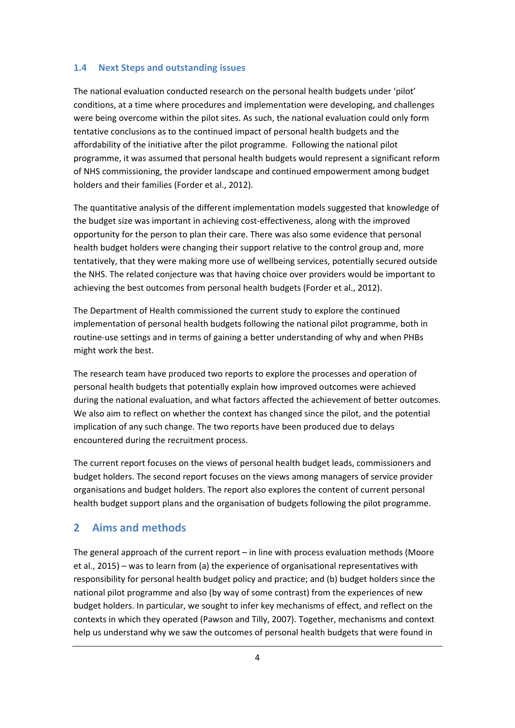### 1.4 Next Steps and outstanding issues

The national evaluation conducted research on the personal health budgets under 'pilot' conditions, at a time where procedures and implementation were developing, and challenges were being overcome within the pilot sites. As such, the national evaluation could only form tentative conclusions as to the continued impact of personal health budgets and the affordability of the initiative after the pilot programme. Following the national pilot programme, it was assumed that personal health budgets would represent a significant reform of NHS commissioning, the provider landscape and continued empowerment among budget holders and their families (Forder et al., 2012).

The quantitative analysis of the different implementation models suggested that knowledge of the budget size was important in achieving cost-effectiveness, along with the improved opportunity for the person to plan their care. There was also some evidence that personal health budget holders were changing their support relative to the control group and, more tentatively, that they were making more use of wellbeing services, potentially secured outside the NHS. The related conjecture was that having choice over providers would be important to achieving the best outcomes from personal health budgets (Forder et al., 2012).

The Department of Health commissioned the current study to explore the continued implementation of personal health budgets following the national pilot programme, both in routine-use settings and in terms of gaining a better understanding of why and when PHBs might work the best.

The research team have produced two reports to explore the processes and operation of personal health budgets that potentially explain how improved outcomes were achieved during the national evaluation, and what factors affected the achievement of better outcomes. We also aim to reflect on whether the context has changed since the pilot, and the potential implication of any such change. The two reports have been produced due to delays encountered during the recruitment process.

The current report focuses on the views of personal health budget leads, commissioners and budget holders. The second report focuses on the views among managers of service provider organisations and budget holders. The report also explores the content of current personal health budget support plans and the organisation of budgets following the pilot programme.

## 2 Aims and methods

The general approach of the current report – in line with process evaluation methods (Moore et al., 2015) – was to learn from (a) the experience of organisational representatives with responsibility for personal health budget policy and practice; and (b) budget holders since the national pilot programme and also (by way of some contrast) from the experiences of new budget holders. In particular, we sought to infer key mechanisms of effect, and reflect on the contexts in which they operated (Pawson and Tilly, 2007). Together, mechanisms and context help us understand why we saw the outcomes of personal health budgets that were found in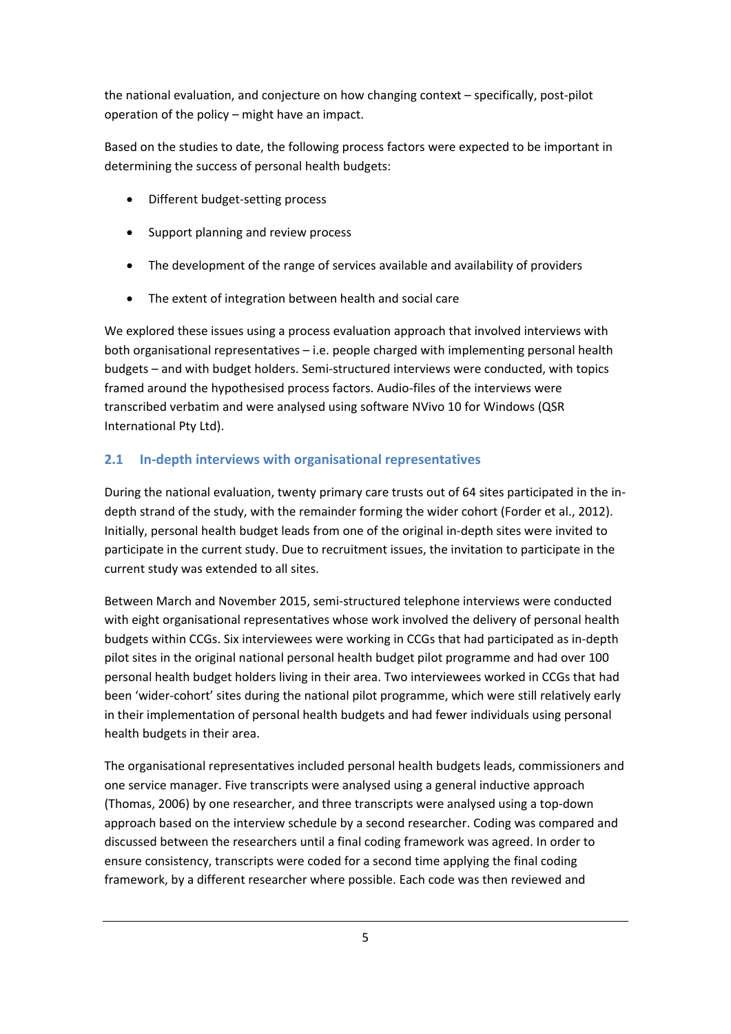the national evaluation, and conjecture on how changing context – specifically, post-pilot operation of the policy – might have an impact.

Based on the studies to date, the following process factors were expected to be important in determining the success of personal health budgets:

- Different budget-setting process
- Support planning and review process
- The development of the range of services available and availability of providers
- The extent of integration between health and social care

We explored these issues using a process evaluation approach that involved interviews with both organisational representatives – i.e. people charged with implementing personal health budgets – and with budget holders. Semi-structured interviews were conducted, with topics framed around the hypothesised process factors. Audio-files of the interviews were transcribed verbatim and were analysed using software NVivo 10 for Windows (QSR International Pty Ltd).

## 2.1 In-depth interviews with organisational representatives

During the national evaluation, twenty primary care trusts out of 64 sites participated in the in-depth strand of the study, with the remainder forming the wider cohort (Forder et al., 2012). Initially, personal health budget leads from one of the original in-depth sites were invited to participate in the current study. Due to recruitment issues, the invitation to participate in the current study was extended to all sites.

Between March and November 2015, semi-structured telephone interviews were conducted with eight organisational representatives whose work involved the delivery of personal health budgets within CCGs. Six interviewees were working in CCGs that had participated as in-depth pilot sites in the original national personal health budget pilot programme and had over 100 personal health budget holders living in their area. Two interviewees worked in CCGs that had been 'wider-cohort' sites during the national pilot programme, which were still relatively early in their implementation of personal health budgets and had fewer individuals using personal health budgets in their area.

The organisational representatives included personal health budgets leads, commissioners and one service manager. Five transcripts were analysed using a general inductive approach (Thomas, 2006) by one researcher, and three transcripts were analysed using a top-down approach based on the interview schedule by a second researcher. Coding was compared and discussed between the researchers until a final coding framework was agreed. In order to ensure consistency, transcripts were coded for a second time applying the final coding framework, by a different researcher where possible. Each code was then reviewed and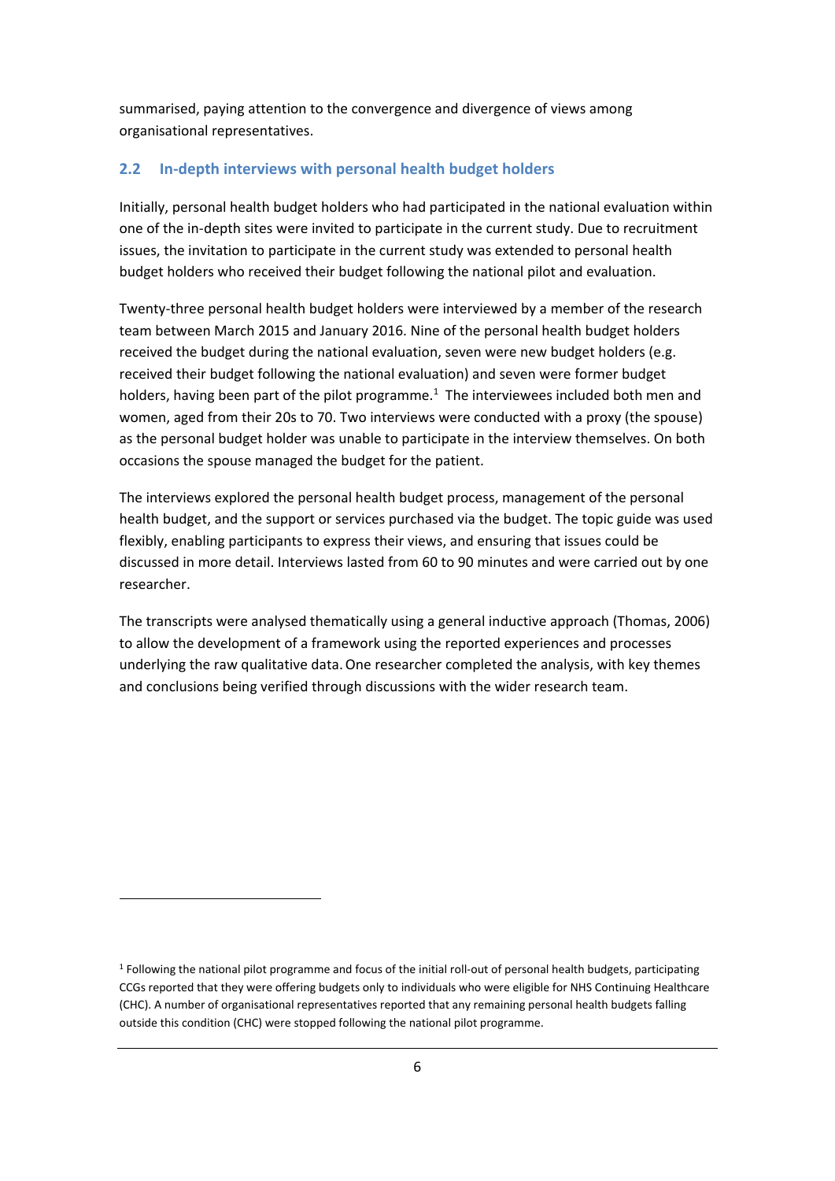summarised, paying attention to the convergence and divergence of views among organisational representatives.

## 2.2 In-depth interviews with personal health budget holders

Initially, personal health budget holders who had participated in the national evaluation within one of the in-depth sites were invited to participate in the current study. Due to recruitment issues, the invitation to participate in the current study was extended to personal health budget holders who received their budget following the national pilot and evaluation.

Twenty-three personal health budget holders were interviewed by a member of the research team between March 2015 and January 2016. Nine of the personal health budget holders received the budget during the national evaluation, seven were new budget holders (e.g. received their budget following the national evaluation) and seven were former budget holders, having been part of the pilot programme.[1] The interviewees included both men and women, aged from their 20s to 70. Two interviews were conducted with a proxy (the spouse) as the personal budget holder was unable to participate in the interview themselves. On both occasions the spouse managed the budget for the patient.

The interviews explored the personal health budget process, management of the personal health budget, and the support or services purchased via the budget. The topic guide was used flexibly, enabling participants to express their views, and ensuring that issues could be discussed in more detail. Interviews lasted from 60 to 90 minutes and were carried out by one researcher.

The transcripts were analysed thematically using a general inductive approach (Thomas, 2006) to allow the development of a framework using the reported experiences and processes underlying the raw qualitative data. One researcher completed the analysis, with key themes and conclusions being verified through discussions with the wider research team.

---

[1] Following the national pilot programme and focus of the initial roll-out of personal health budgets, participating CCGs reported that they were offering budgets only to individuals who were eligible for NHS Continuing Healthcare (CHC). A number of organisational representatives reported that any remaining personal health budgets falling outside this condition (CHC) were stopped following the national pilot programme.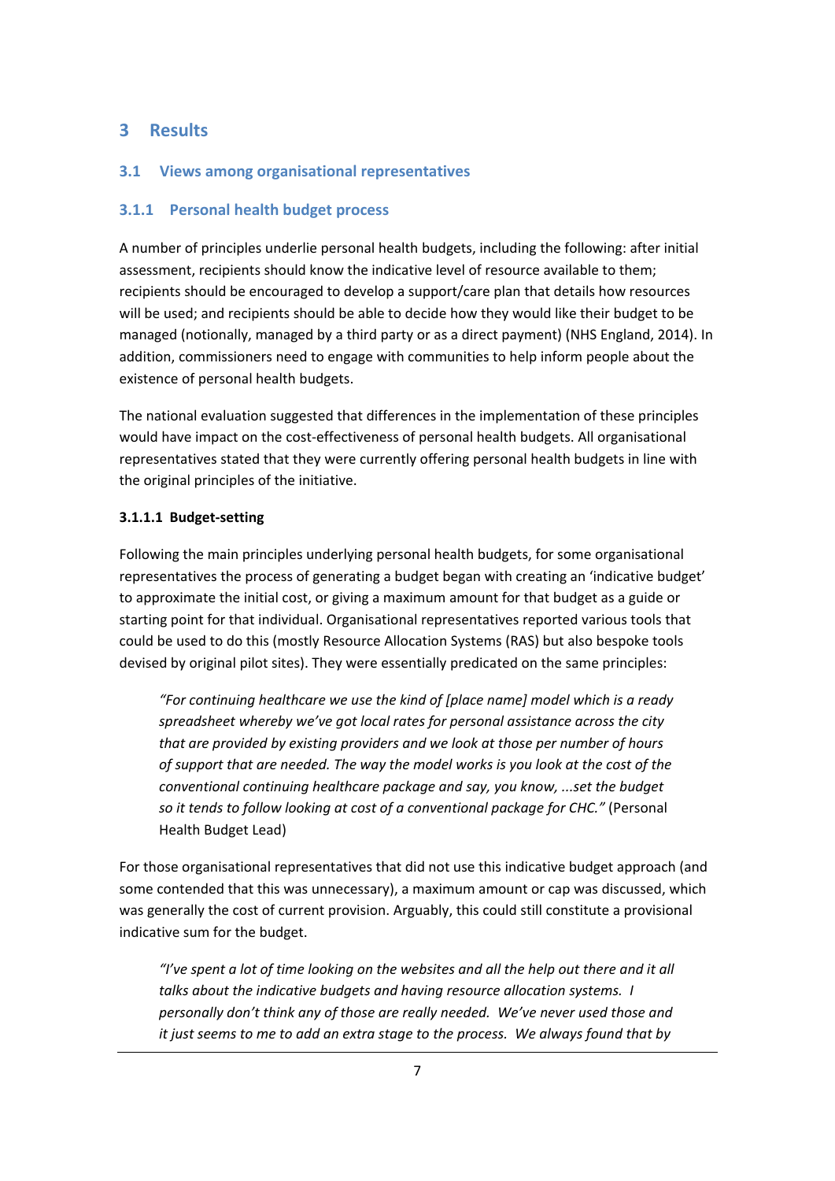# 3 Results

## 3.1 Views among organisational representatives

### 3.1.1 Personal health budget process

A number of principles underlie personal health budgets, including the following: after initial assessment, recipients should know the indicative level of resource available to them; recipients should be encouraged to develop a support/care plan that details how resources will be used; and recipients should be able to decide how they would like their budget to be managed (notionally, managed by a third party or as a direct payment) (NHS England, 2014). In addition, commissioners need to engage with communities to help inform people about the existence of personal health budgets.

The national evaluation suggested that differences in the implementation of these principles would have impact on the cost-effectiveness of personal health budgets. All organisational representatives stated that they were currently offering personal health budgets in line with the original principles of the initiative.

#### 3.1.1.1 Budget-setting

Following the main principles underlying personal health budgets, for some organisational representatives the process of generating a budget began with creating an 'indicative budget' to approximate the initial cost, or giving a maximum amount for that budget as a guide or starting point for that individual. Organisational representatives reported various tools that could be used to do this (mostly Resource Allocation Systems (RAS) but also bespoke tools devised by original pilot sites). They were essentially predicated on the same principles:

> *"For continuing healthcare we use the kind of [place name] model which is a ready spreadsheet whereby we've got local rates for personal assistance across the city that are provided by existing providers and we look at those per number of hours of support that are needed. The way the model works is you look at the cost of the conventional continuing healthcare package and say, you know, ...set the budget so it tends to follow looking at cost of a conventional package for CHC."* (Personal Health Budget Lead)

For those organisational representatives that did not use this indicative budget approach (and some contended that this was unnecessary), a maximum amount or cap was discussed, which was generally the cost of current provision. Arguably, this could still constitute a provisional indicative sum for the budget.

> *"I've spent a lot of time looking on the websites and all the help out there and it all talks about the indicative budgets and having resource allocation systems. I personally don't think any of those are really needed. We've never used those and it just seems to me to add an extra stage to the process. We always found that by*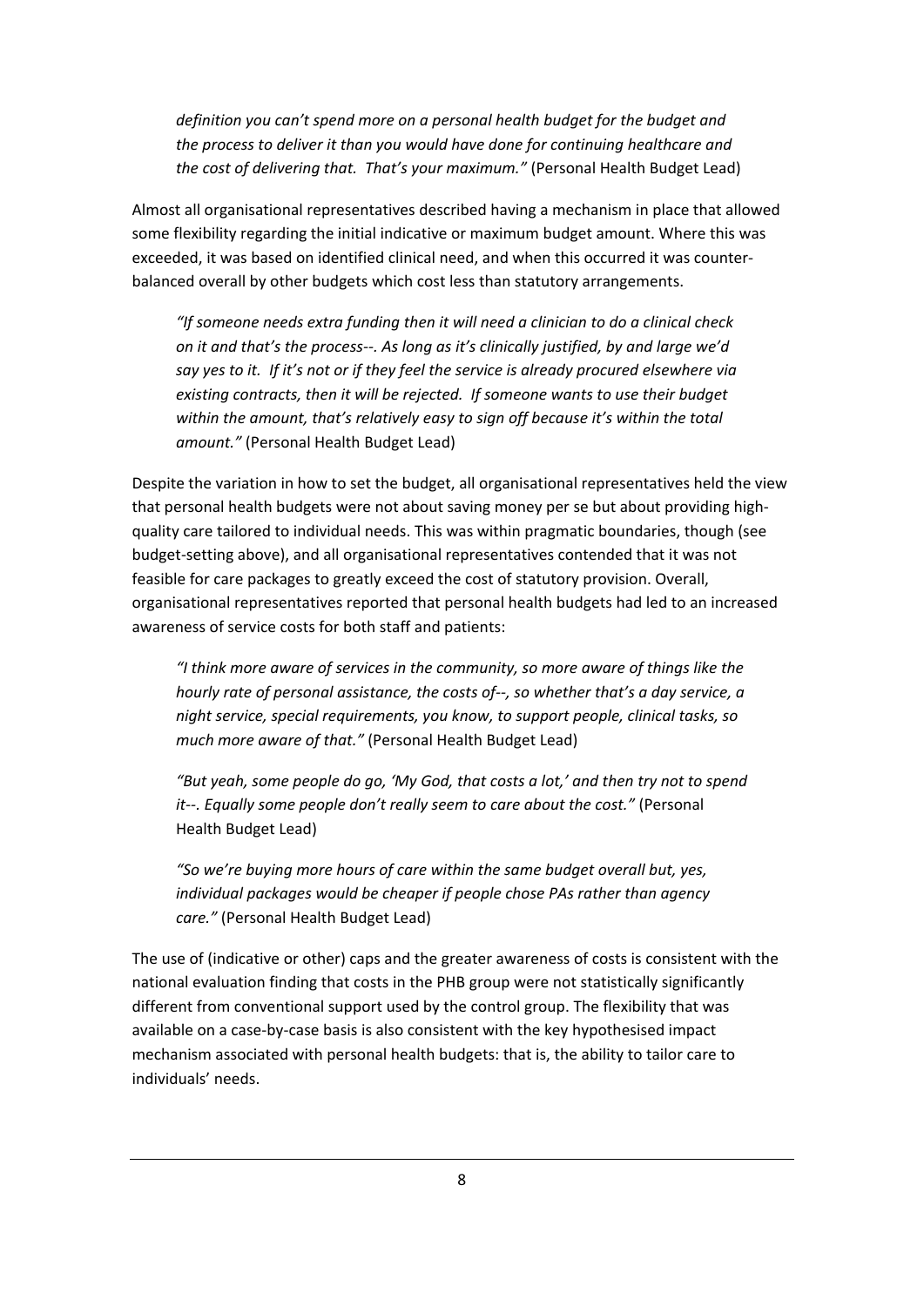*definition you can't spend more on a personal health budget for the budget and the process to deliver it than you would have done for continuing healthcare and the cost of delivering that. That's your maximum."* (Personal Health Budget Lead)

Almost all organisational representatives described having a mechanism in place that allowed some flexibility regarding the initial indicative or maximum budget amount. Where this was exceeded, it was based on identified clinical need, and when this occurred it was counter-balanced overall by other budgets which cost less than statutory arrangements.

> *"If someone needs extra funding then it will need a clinician to do a clinical check on it and that's the process--. As long as it's clinically justified, by and large we'd say yes to it. If it's not or if they feel the service is already procured elsewhere via existing contracts, then it will be rejected. If someone wants to use their budget within the amount, that's relatively easy to sign off because it's within the total amount."* (Personal Health Budget Lead)

Despite the variation in how to set the budget, all organisational representatives held the view that personal health budgets were not about saving money per se but about providing high-quality care tailored to individual needs. This was within pragmatic boundaries, though (see budget-setting above), and all organisational representatives contended that it was not feasible for care packages to greatly exceed the cost of statutory provision. Overall, organisational representatives reported that personal health budgets had led to an increased awareness of service costs for both staff and patients:

> *"I think more aware of services in the community, so more aware of things like the hourly rate of personal assistance, the costs of--, so whether that's a day service, a night service, special requirements, you know, to support people, clinical tasks, so much more aware of that."* (Personal Health Budget Lead)

> *"But yeah, some people do go, 'My God, that costs a lot,' and then try not to spend it--. Equally some people don't really seem to care about the cost."* (Personal Health Budget Lead)

> *"So we're buying more hours of care within the same budget overall but, yes, individual packages would be cheaper if people chose PAs rather than agency care."* (Personal Health Budget Lead)

The use of (indicative or other) caps and the greater awareness of costs is consistent with the national evaluation finding that costs in the PHB group were not statistically significantly different from conventional support used by the control group. The flexibility that was available on a case-by-case basis is also consistent with the key hypothesised impact mechanism associated with personal health budgets: that is, the ability to tailor care to individuals' needs.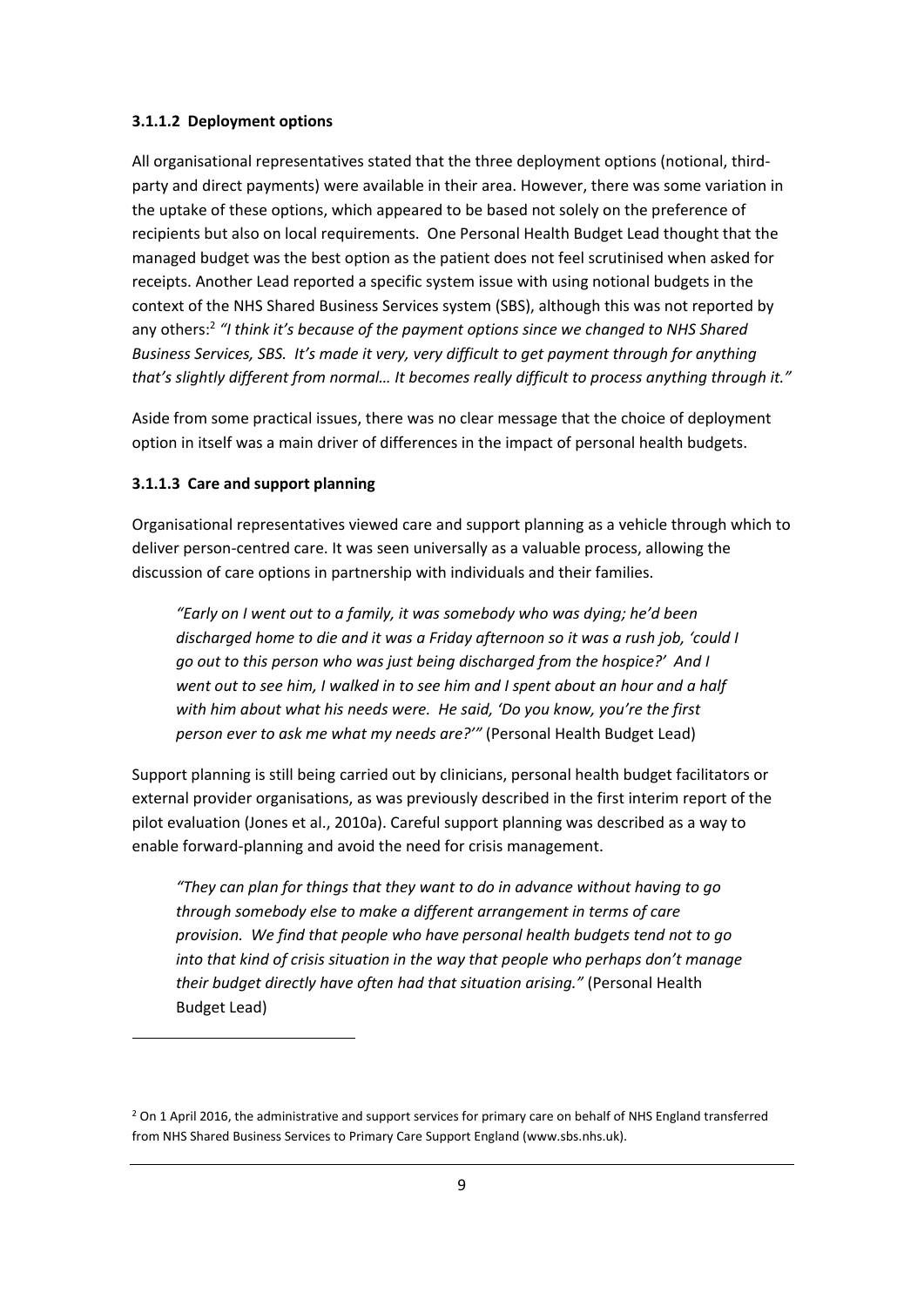#### 3.1.1.2 Deployment options

All organisational representatives stated that the three deployment options (notional, third-party and direct payments) were available in their area. However, there was some variation in the uptake of these options, which appeared to be based not solely on the preference of recipients but also on local requirements. One Personal Health Budget Lead thought that the managed budget was the best option as the patient does not feel scrutinised when asked for receipts. Another Lead reported a specific system issue with using notional budgets in the context of the NHS Shared Business Services system (SBS), although this was not reported by any others:[2] *"I think it's because of the payment options since we changed to NHS Shared Business Services, SBS. It's made it very, very difficult to get payment through for anything that's slightly different from normal… It becomes really difficult to process anything through it."*

Aside from some practical issues, there was no clear message that the choice of deployment option in itself was a main driver of differences in the impact of personal health budgets.

#### 3.1.1.3 Care and support planning

Organisational representatives viewed care and support planning as a vehicle through which to deliver person-centred care. It was seen universally as a valuable process, allowing the discussion of care options in partnership with individuals and their families.

> *"Early on I went out to a family, it was somebody who was dying; he'd been discharged home to die and it was a Friday afternoon so it was a rush job, 'could I go out to this person who was just being discharged from the hospice?' And I went out to see him, I walked in to see him and I spent about an hour and a half with him about what his needs were. He said, 'Do you know, you're the first person ever to ask me what my needs are?'"* (Personal Health Budget Lead)

Support planning is still being carried out by clinicians, personal health budget facilitators or external provider organisations, as was previously described in the first interim report of the pilot evaluation (Jones et al., 2010a). Careful support planning was described as a way to enable forward-planning and avoid the need for crisis management.

> *"They can plan for things that they want to do in advance without having to go through somebody else to make a different arrangement in terms of care provision. We find that people who have personal health budgets tend not to go into that kind of crisis situation in the way that people who perhaps don't manage their budget directly have often had that situation arising."* (Personal Health Budget Lead)

---

[2] On 1 April 2016, the administrative and support services for primary care on behalf of NHS England transferred from NHS Shared Business Services to Primary Care Support England (www.sbs.nhs.uk).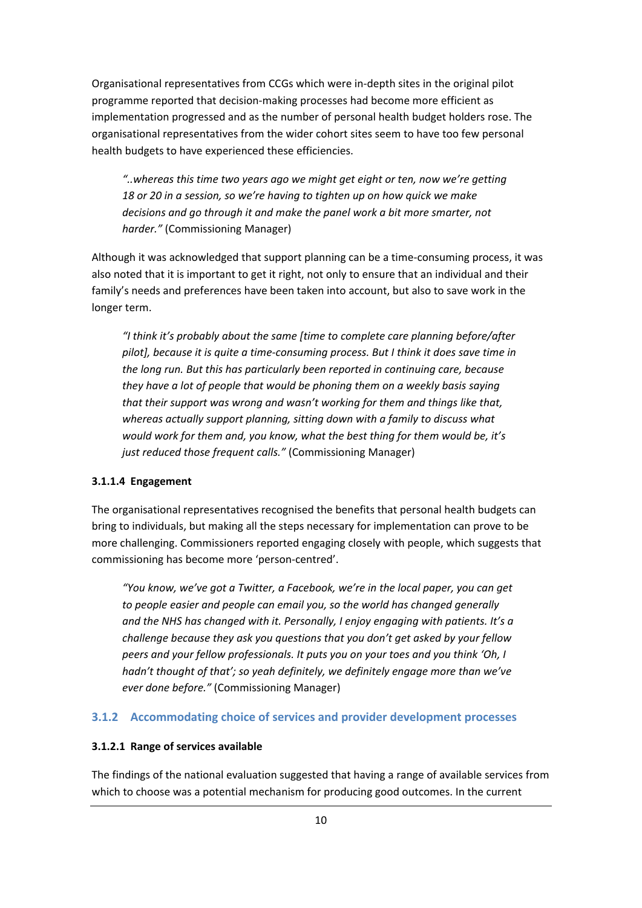Organisational representatives from CCGs which were in-depth sites in the original pilot programme reported that decision-making processes had become more efficient as implementation progressed and as the number of personal health budget holders rose. The organisational representatives from the wider cohort sites seem to have too few personal health budgets to have experienced these efficiencies.

> *"..whereas this time two years ago we might get eight or ten, now we're getting 18 or 20 in a session, so we're having to tighten up on how quick we make decisions and go through it and make the panel work a bit more smarter, not harder."* (Commissioning Manager)

Although it was acknowledged that support planning can be a time-consuming process, it was also noted that it is important to get it right, not only to ensure that an individual and their family's needs and preferences have been taken into account, but also to save work in the longer term.

> *"I think it's probably about the same [time to complete care planning before/after pilot], because it is quite a time-consuming process. But I think it does save time in the long run. But this has particularly been reported in continuing care, because they have a lot of people that would be phoning them on a weekly basis saying that their support was wrong and wasn't working for them and things like that, whereas actually support planning, sitting down with a family to discuss what would work for them and, you know, what the best thing for them would be, it's just reduced those frequent calls."* (Commissioning Manager)

#### 3.1.1.4 Engagement

The organisational representatives recognised the benefits that personal health budgets can bring to individuals, but making all the steps necessary for implementation can prove to be more challenging. Commissioners reported engaging closely with people, which suggests that commissioning has become more 'person-centred'.

> *"You know, we've got a Twitter, a Facebook, we're in the local paper, you can get to people easier and people can email you, so the world has changed generally and the NHS has changed with it. Personally, I enjoy engaging with patients. It's a challenge because they ask you questions that you don't get asked by your fellow peers and your fellow professionals. It puts you on your toes and you think 'Oh, I hadn't thought of that'; so yeah definitely, we definitely engage more than we've ever done before."* (Commissioning Manager)

### 3.1.2 Accommodating choice of services and provider development processes

#### 3.1.2.1 Range of services available

The findings of the national evaluation suggested that having a range of available services from which to choose was a potential mechanism for producing good outcomes. In the current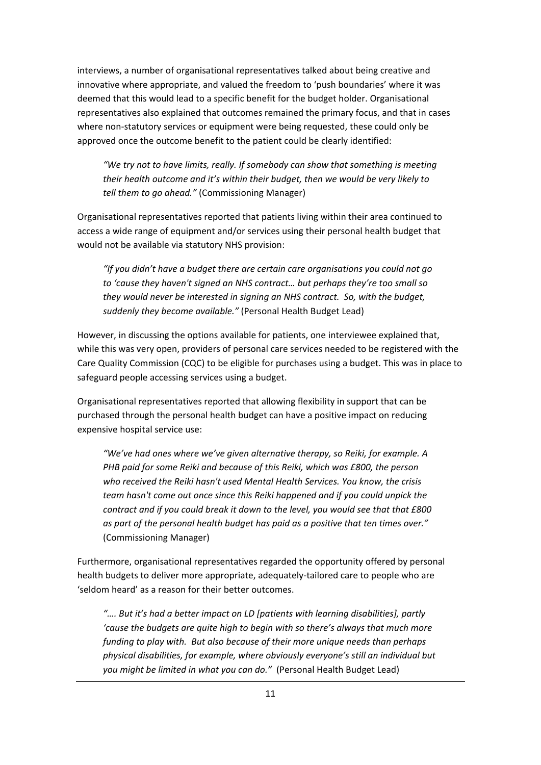interviews, a number of organisational representatives talked about being creative and innovative where appropriate, and valued the freedom to 'push boundaries' where it was deemed that this would lead to a specific benefit for the budget holder. Organisational representatives also explained that outcomes remained the primary focus, and that in cases where non-statutory services or equipment were being requested, these could only be approved once the outcome benefit to the patient could be clearly identified:

> *"We try not to have limits, really. If somebody can show that something is meeting their health outcome and it's within their budget, then we would be very likely to tell them to go ahead."* (Commissioning Manager)

Organisational representatives reported that patients living within their area continued to access a wide range of equipment and/or services using their personal health budget that would not be available via statutory NHS provision:

> *"If you didn't have a budget there are certain care organisations you could not go to 'cause they haven't signed an NHS contract… but perhaps they're too small so they would never be interested in signing an NHS contract. So, with the budget, suddenly they become available."* (Personal Health Budget Lead)

However, in discussing the options available for patients, one interviewee explained that, while this was very open, providers of personal care services needed to be registered with the Care Quality Commission (CQC) to be eligible for purchases using a budget. This was in place to safeguard people accessing services using a budget.

Organisational representatives reported that allowing flexibility in support that can be purchased through the personal health budget can have a positive impact on reducing expensive hospital service use:

> *"We've had ones where we've given alternative therapy, so Reiki, for example. A PHB paid for some Reiki and because of this Reiki, which was £800, the person who received the Reiki hasn't used Mental Health Services. You know, the crisis team hasn't come out once since this Reiki happened and if you could unpick the contract and if you could break it down to the level, you would see that that £800 as part of the personal health budget has paid as a positive that ten times over."* (Commissioning Manager)

Furthermore, organisational representatives regarded the opportunity offered by personal health budgets to deliver more appropriate, adequately-tailored care to people who are 'seldom heard' as a reason for their better outcomes.

> *"…. But it's had a better impact on LD [patients with learning disabilities], partly 'cause the budgets are quite high to begin with so there's always that much more funding to play with. But also because of their more unique needs than perhaps physical disabilities, for example, where obviously everyone's still an individual but you might be limited in what you can do."* (Personal Health Budget Lead)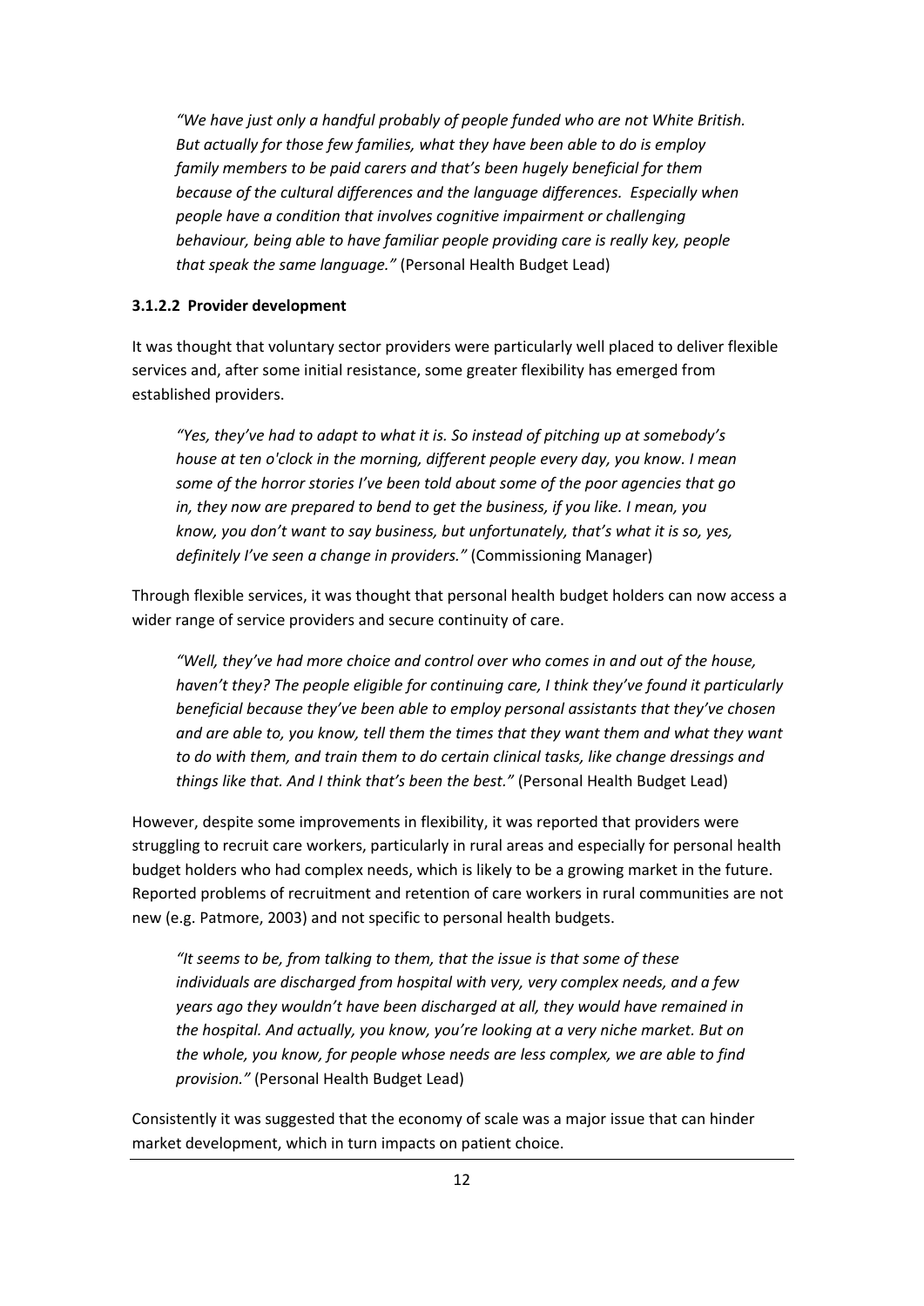*"We have just only a handful probably of people funded who are not White British. But actually for those few families, what they have been able to do is employ family members to be paid carers and that's been hugely beneficial for them because of the cultural differences and the language differences. Especially when people have a condition that involves cognitive impairment or challenging behaviour, being able to have familiar people providing care is really key, people that speak the same language."* (Personal Health Budget Lead)

#### 3.1.2.2 Provider development

It was thought that voluntary sector providers were particularly well placed to deliver flexible services and, after some initial resistance, some greater flexibility has emerged from established providers.

*"Yes, they've had to adapt to what it is. So instead of pitching up at somebody's house at ten o'clock in the morning, different people every day, you know. I mean some of the horror stories I've been told about some of the poor agencies that go in, they now are prepared to bend to get the business, if you like. I mean, you know, you don't want to say business, but unfortunately, that's what it is so, yes, definitely I've seen a change in providers."* (Commissioning Manager)

Through flexible services, it was thought that personal health budget holders can now access a wider range of service providers and secure continuity of care.

*"Well, they've had more choice and control over who comes in and out of the house, haven't they? The people eligible for continuing care, I think they've found it particularly beneficial because they've been able to employ personal assistants that they've chosen and are able to, you know, tell them the times that they want them and what they want to do with them, and train them to do certain clinical tasks, like change dressings and things like that. And I think that's been the best."* (Personal Health Budget Lead)

However, despite some improvements in flexibility, it was reported that providers were struggling to recruit care workers, particularly in rural areas and especially for personal health budget holders who had complex needs, which is likely to be a growing market in the future. Reported problems of recruitment and retention of care workers in rural communities are not new (e.g. Patmore, 2003) and not specific to personal health budgets.

*"It seems to be, from talking to them, that the issue is that some of these individuals are discharged from hospital with very, very complex needs, and a few years ago they wouldn't have been discharged at all, they would have remained in the hospital. And actually, you know, you're looking at a very niche market. But on the whole, you know, for people whose needs are less complex, we are able to find provision."* (Personal Health Budget Lead)

Consistently it was suggested that the economy of scale was a major issue that can hinder market development, which in turn impacts on patient choice.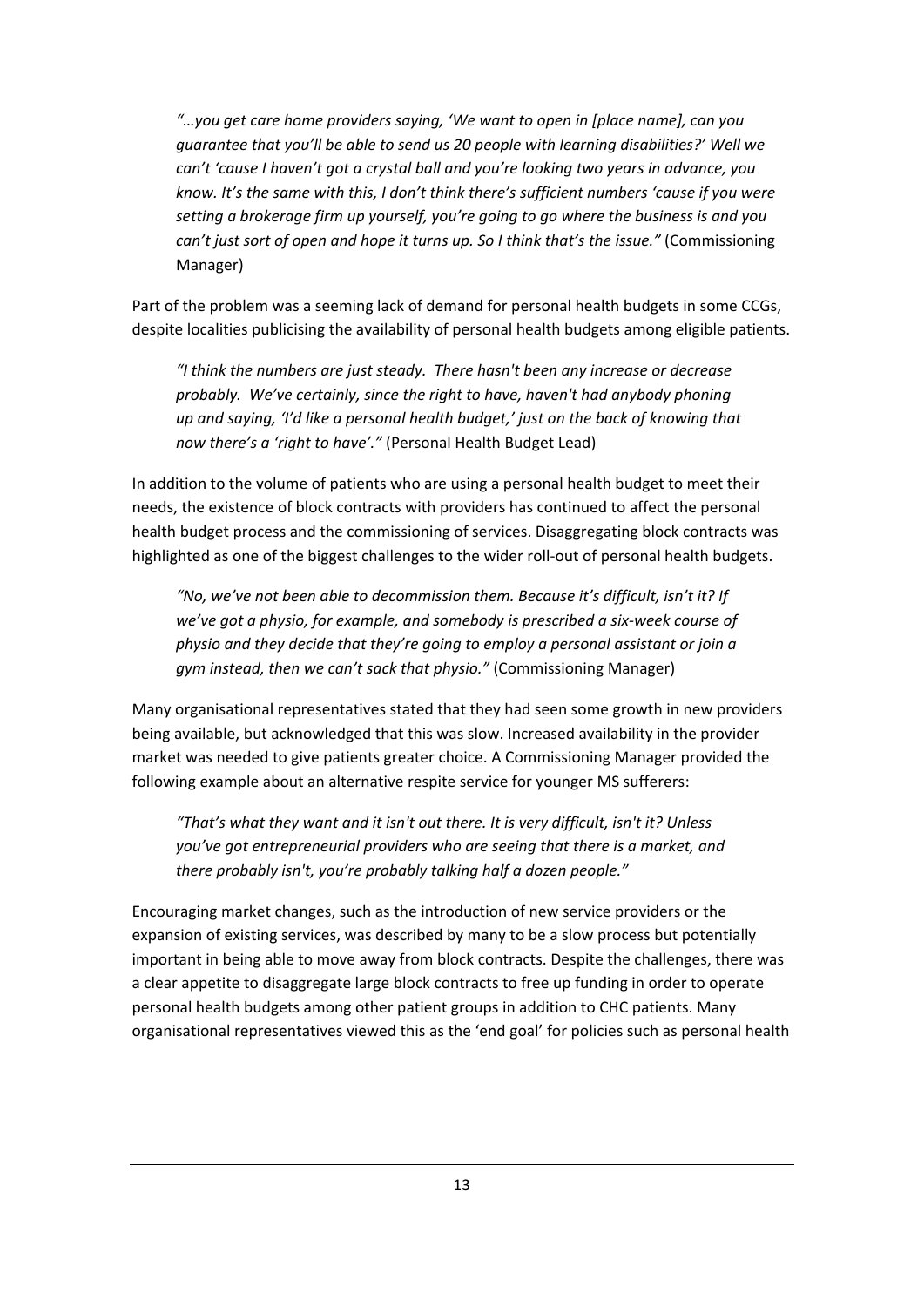*"…you get care home providers saying, 'We want to open in [place name], can you guarantee that you'll be able to send us 20 people with learning disabilities?' Well we can't 'cause I haven't got a crystal ball and you're looking two years in advance, you know. It's the same with this, I don't think there's sufficient numbers 'cause if you were setting a brokerage firm up yourself, you're going to go where the business is and you can't just sort of open and hope it turns up. So I think that's the issue."* (Commissioning Manager)

Part of the problem was a seeming lack of demand for personal health budgets in some CCGs, despite localities publicising the availability of personal health budgets among eligible patients.

*"I think the numbers are just steady. There hasn't been any increase or decrease probably. We've certainly, since the right to have, haven't had anybody phoning up and saying, 'I'd like a personal health budget,' just on the back of knowing that now there's a 'right to have'."* (Personal Health Budget Lead)

In addition to the volume of patients who are using a personal health budget to meet their needs, the existence of block contracts with providers has continued to affect the personal health budget process and the commissioning of services. Disaggregating block contracts was highlighted as one of the biggest challenges to the wider roll-out of personal health budgets.

*"No, we've not been able to decommission them. Because it's difficult, isn't it? If we've got a physio, for example, and somebody is prescribed a six-week course of physio and they decide that they're going to employ a personal assistant or join a gym instead, then we can't sack that physio."* (Commissioning Manager)

Many organisational representatives stated that they had seen some growth in new providers being available, but acknowledged that this was slow. Increased availability in the provider market was needed to give patients greater choice. A Commissioning Manager provided the following example about an alternative respite service for younger MS sufferers:

*"That's what they want and it isn't out there. It is very difficult, isn't it? Unless you've got entrepreneurial providers who are seeing that there is a market, and there probably isn't, you're probably talking half a dozen people."*

Encouraging market changes, such as the introduction of new service providers or the expansion of existing services, was described by many to be a slow process but potentially important in being able to move away from block contracts. Despite the challenges, there was a clear appetite to disaggregate large block contracts to free up funding in order to operate personal health budgets among other patient groups in addition to CHC patients. Many organisational representatives viewed this as the 'end goal' for policies such as personal health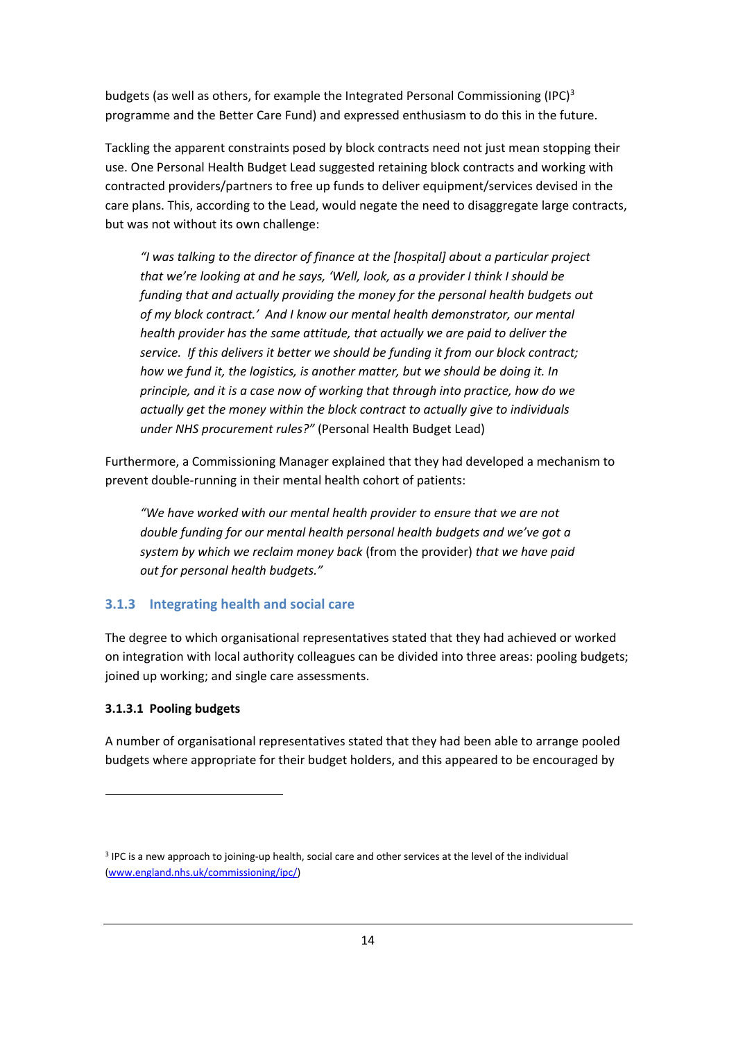budgets (as well as others, for example the Integrated Personal Commissioning (IPC)[3] programme and the Better Care Fund) and expressed enthusiasm to do this in the future.

Tackling the apparent constraints posed by block contracts need not just mean stopping their use. One Personal Health Budget Lead suggested retaining block contracts and working with contracted providers/partners to free up funds to deliver equipment/services devised in the care plans. This, according to the Lead, would negate the need to disaggregate large contracts, but was not without its own challenge:

> *"I was talking to the director of finance at the [hospital] about a particular project that we're looking at and he says, 'Well, look, as a provider I think I should be funding that and actually providing the money for the personal health budgets out of my block contract.' And I know our mental health demonstrator, our mental health provider has the same attitude, that actually we are paid to deliver the service. If this delivers it better we should be funding it from our block contract; how we fund it, the logistics, is another matter, but we should be doing it. In principle, and it is a case now of working that through into practice, how do we actually get the money within the block contract to actually give to individuals under NHS procurement rules?"* (Personal Health Budget Lead)

Furthermore, a Commissioning Manager explained that they had developed a mechanism to prevent double-running in their mental health cohort of patients:

> *"We have worked with our mental health provider to ensure that we are not double funding for our mental health personal health budgets and we've got a system by which we reclaim money back* (from the provider) *that we have paid out for personal health budgets."*

### 3.1.3 Integrating health and social care

The degree to which organisational representatives stated that they had achieved or worked on integration with local authority colleagues can be divided into three areas: pooling budgets; joined up working; and single care assessments.

#### 3.1.3.1 Pooling budgets

A number of organisational representatives stated that they had been able to arrange pooled budgets where appropriate for their budget holders, and this appeared to be encouraged by

---

[3] IPC is a new approach to joining-up health, social care and other services at the level of the individual (www.england.nhs.uk/commissioning/ipc/)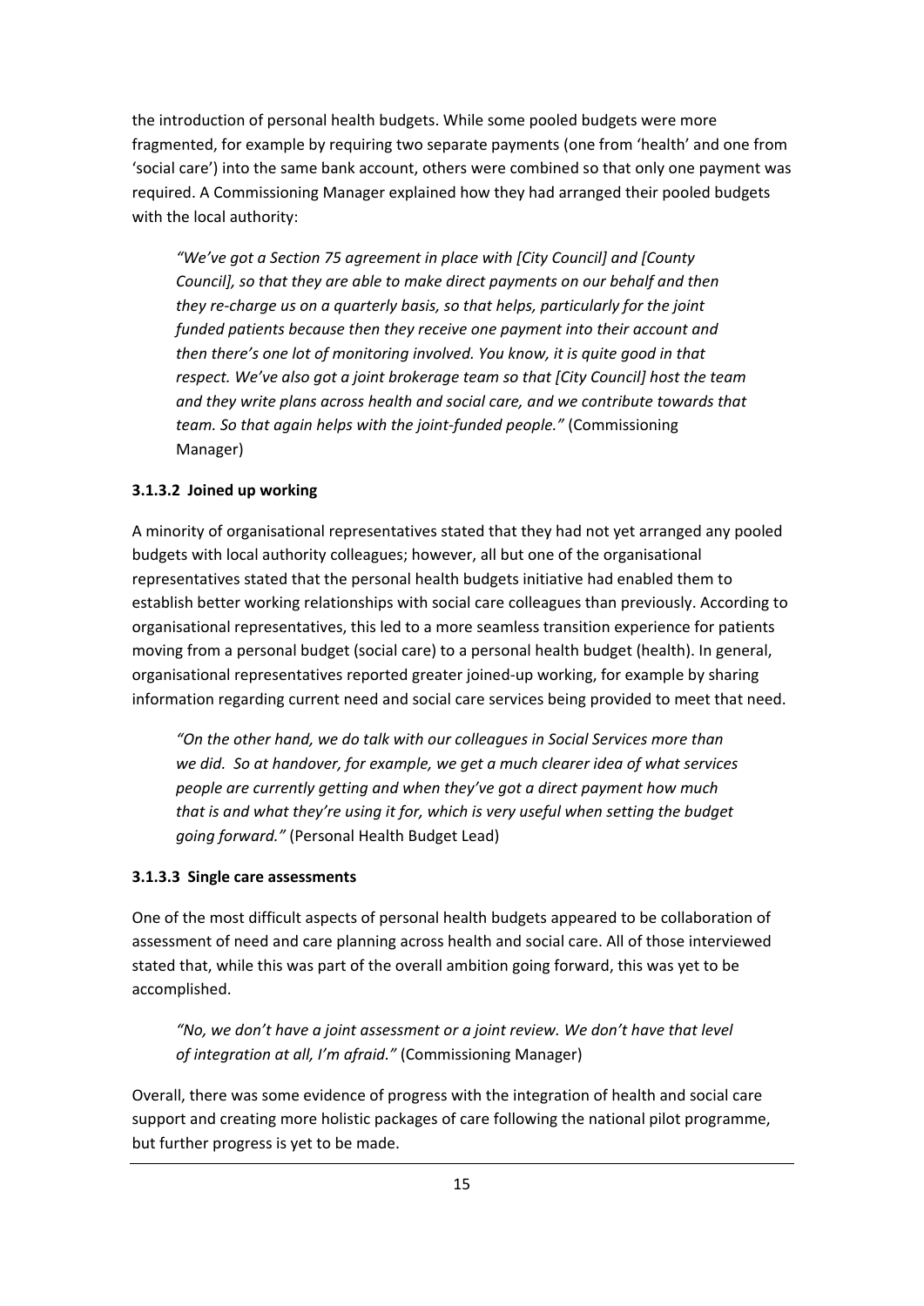the introduction of personal health budgets. While some pooled budgets were more fragmented, for example by requiring two separate payments (one from 'health' and one from 'social care') into the same bank account, others were combined so that only one payment was required. A Commissioning Manager explained how they had arranged their pooled budgets with the local authority:

> *"We've got a Section 75 agreement in place with [City Council] and [County Council], so that they are able to make direct payments on our behalf and then they re-charge us on a quarterly basis, so that helps, particularly for the joint funded patients because then they receive one payment into their account and then there's one lot of monitoring involved. You know, it is quite good in that respect. We've also got a joint brokerage team so that [City Council] host the team and they write plans across health and social care, and we contribute towards that team. So that again helps with the joint-funded people."* (Commissioning Manager)

#### 3.1.3.2 Joined up working

A minority of organisational representatives stated that they had not yet arranged any pooled budgets with local authority colleagues; however, all but one of the organisational representatives stated that the personal health budgets initiative had enabled them to establish better working relationships with social care colleagues than previously. According to organisational representatives, this led to a more seamless transition experience for patients moving from a personal budget (social care) to a personal health budget (health). In general, organisational representatives reported greater joined-up working, for example by sharing information regarding current need and social care services being provided to meet that need.

> *"On the other hand, we do talk with our colleagues in Social Services more than we did. So at handover, for example, we get a much clearer idea of what services people are currently getting and when they've got a direct payment how much that is and what they're using it for, which is very useful when setting the budget going forward."* (Personal Health Budget Lead)

#### 3.1.3.3 Single care assessments

One of the most difficult aspects of personal health budgets appeared to be collaboration of assessment of need and care planning across health and social care. All of those interviewed stated that, while this was part of the overall ambition going forward, this was yet to be accomplished.

> *"No, we don't have a joint assessment or a joint review. We don't have that level of integration at all, I'm afraid."* (Commissioning Manager)

Overall, there was some evidence of progress with the integration of health and social care support and creating more holistic packages of care following the national pilot programme, but further progress is yet to be made.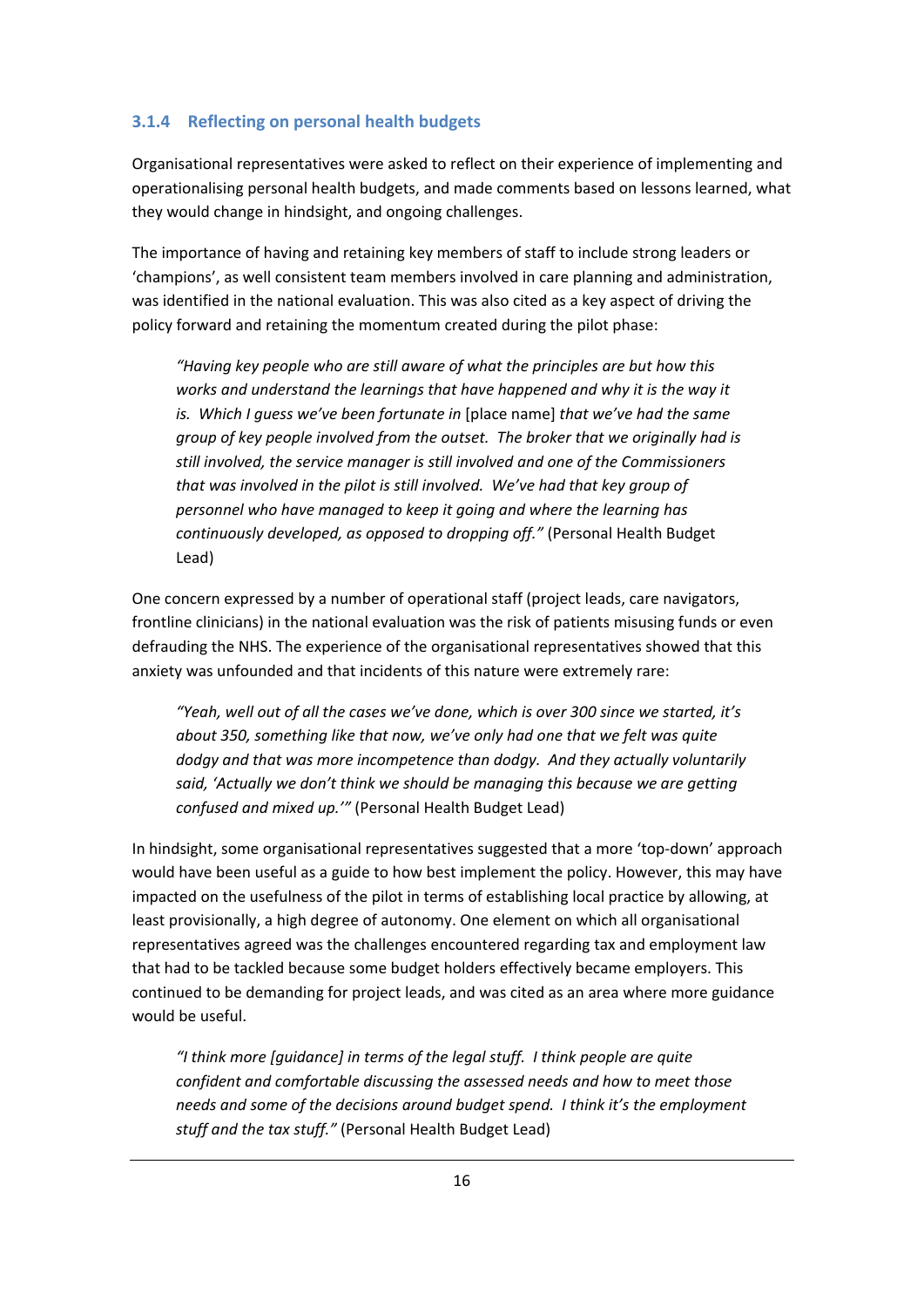### 3.1.4 Reflecting on personal health budgets

Organisational representatives were asked to reflect on their experience of implementing and operationalising personal health budgets, and made comments based on lessons learned, what they would change in hindsight, and ongoing challenges.

The importance of having and retaining key members of staff to include strong leaders or 'champions', as well consistent team members involved in care planning and administration, was identified in the national evaluation. This was also cited as a key aspect of driving the policy forward and retaining the momentum created during the pilot phase:

> *"Having key people who are still aware of what the principles are but how this works and understand the learnings that have happened and why it is the way it is. Which I guess we've been fortunate in* [place name] *that we've had the same group of key people involved from the outset. The broker that we originally had is still involved, the service manager is still involved and one of the Commissioners that was involved in the pilot is still involved. We've had that key group of personnel who have managed to keep it going and where the learning has continuously developed, as opposed to dropping off."* (Personal Health Budget Lead)

One concern expressed by a number of operational staff (project leads, care navigators, frontline clinicians) in the national evaluation was the risk of patients misusing funds or even defrauding the NHS. The experience of the organisational representatives showed that this anxiety was unfounded and that incidents of this nature were extremely rare:

> *"Yeah, well out of all the cases we've done, which is over 300 since we started, it's about 350, something like that now, we've only had one that we felt was quite dodgy and that was more incompetence than dodgy. And they actually voluntarily said, 'Actually we don't think we should be managing this because we are getting confused and mixed up.'"* (Personal Health Budget Lead)

In hindsight, some organisational representatives suggested that a more 'top-down' approach would have been useful as a guide to how best implement the policy. However, this may have impacted on the usefulness of the pilot in terms of establishing local practice by allowing, at least provisionally, a high degree of autonomy. One element on which all organisational representatives agreed was the challenges encountered regarding tax and employment law that had to be tackled because some budget holders effectively became employers. This continued to be demanding for project leads, and was cited as an area where more guidance would be useful.

> *"I think more [guidance] in terms of the legal stuff. I think people are quite confident and comfortable discussing the assessed needs and how to meet those needs and some of the decisions around budget spend. I think it's the employment stuff and the tax stuff."* (Personal Health Budget Lead)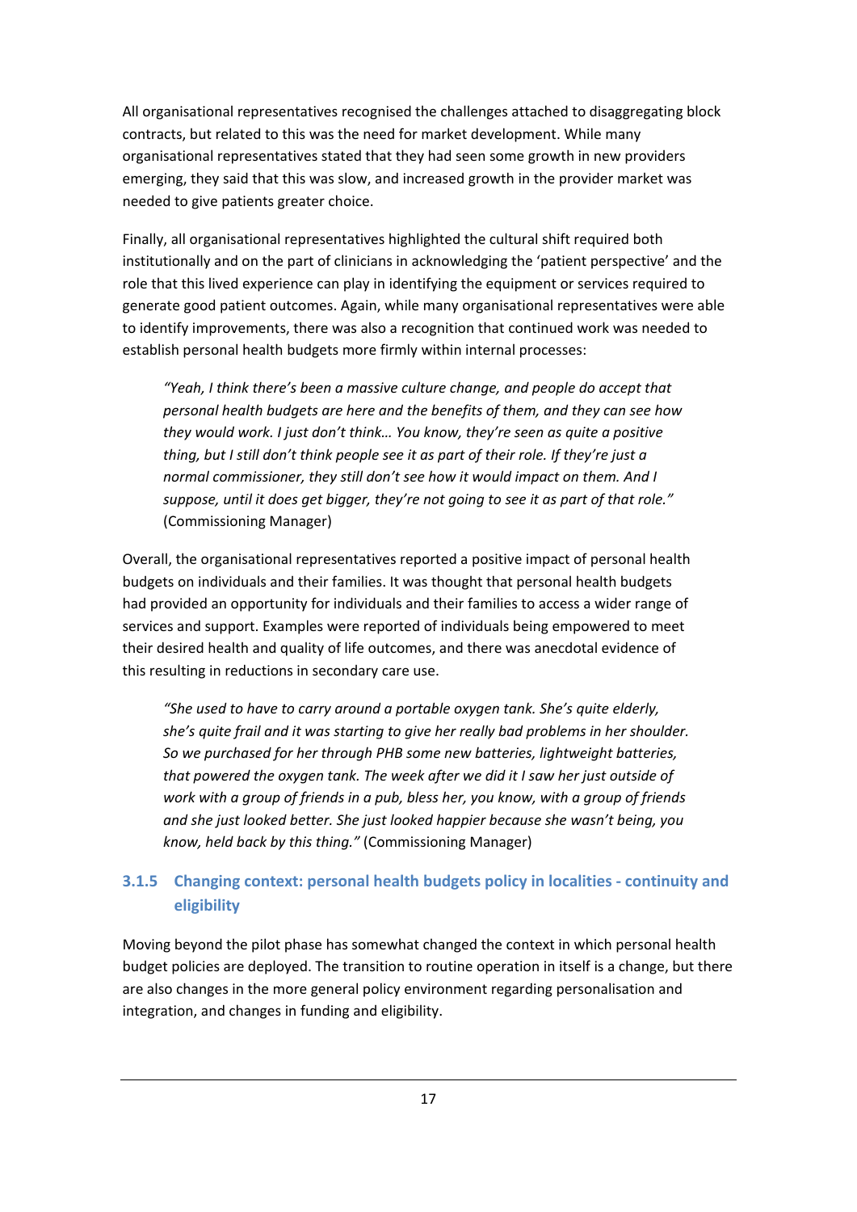All organisational representatives recognised the challenges attached to disaggregating block contracts, but related to this was the need for market development. While many organisational representatives stated that they had seen some growth in new providers emerging, they said that this was slow, and increased growth in the provider market was needed to give patients greater choice.

Finally, all organisational representatives highlighted the cultural shift required both institutionally and on the part of clinicians in acknowledging the 'patient perspective' and the role that this lived experience can play in identifying the equipment or services required to generate good patient outcomes. Again, while many organisational representatives were able to identify improvements, there was also a recognition that continued work was needed to establish personal health budgets more firmly within internal processes:

> *"Yeah, I think there's been a massive culture change, and people do accept that personal health budgets are here and the benefits of them, and they can see how they would work. I just don't think… You know, they're seen as quite a positive thing, but I still don't think people see it as part of their role. If they're just a normal commissioner, they still don't see how it would impact on them. And I suppose, until it does get bigger, they're not going to see it as part of that role."* (Commissioning Manager)

Overall, the organisational representatives reported a positive impact of personal health budgets on individuals and their families. It was thought that personal health budgets had provided an opportunity for individuals and their families to access a wider range of services and support. Examples were reported of individuals being empowered to meet their desired health and quality of life outcomes, and there was anecdotal evidence of this resulting in reductions in secondary care use.

> *"She used to have to carry around a portable oxygen tank. She's quite elderly, she's quite frail and it was starting to give her really bad problems in her shoulder. So we purchased for her through PHB some new batteries, lightweight batteries, that powered the oxygen tank. The week after we did it I saw her just outside of work with a group of friends in a pub, bless her, you know, with a group of friends and she just looked better. She just looked happier because she wasn't being, you know, held back by this thing."* (Commissioning Manager)

### 3.1.5 Changing context: personal health budgets policy in localities - continuity and eligibility

Moving beyond the pilot phase has somewhat changed the context in which personal health budget policies are deployed. The transition to routine operation in itself is a change, but there are also changes in the more general policy environment regarding personalisation and integration, and changes in funding and eligibility.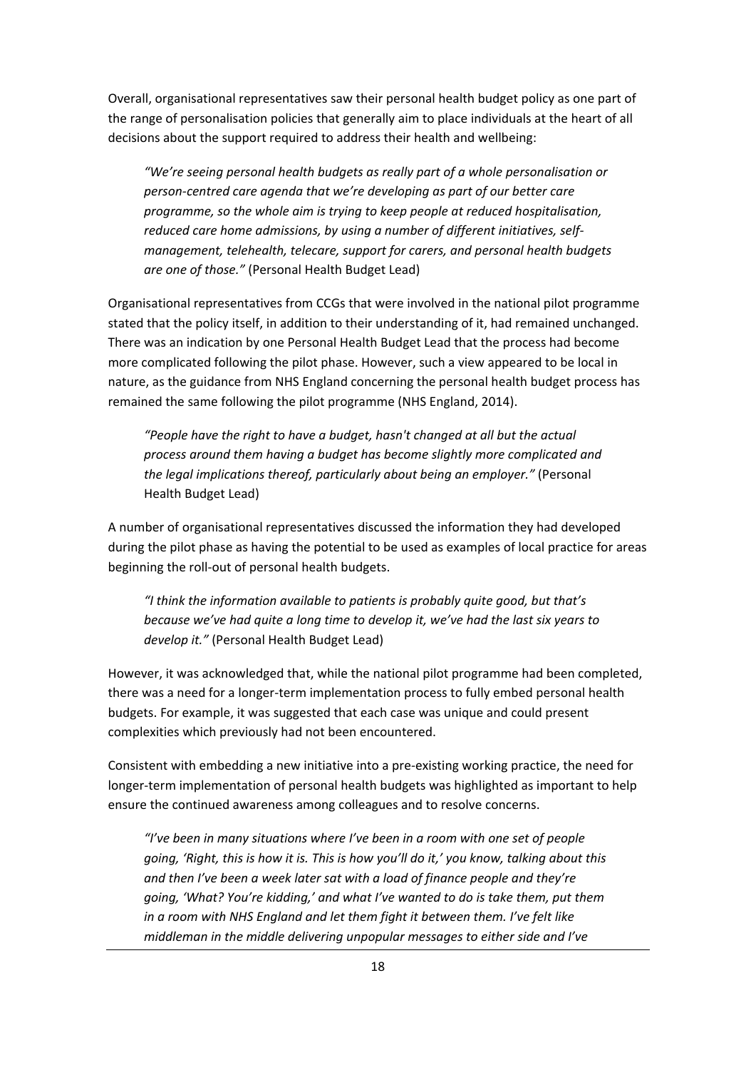Overall, organisational representatives saw their personal health budget policy as one part of the range of personalisation policies that generally aim to place individuals at the heart of all decisions about the support required to address their health and wellbeing:

> *"We're seeing personal health budgets as really part of a whole personalisation or person-centred care agenda that we're developing as part of our better care programme, so the whole aim is trying to keep people at reduced hospitalisation, reduced care home admissions, by using a number of different initiatives, self-management, telehealth, telecare, support for carers, and personal health budgets are one of those."* (Personal Health Budget Lead)

Organisational representatives from CCGs that were involved in the national pilot programme stated that the policy itself, in addition to their understanding of it, had remained unchanged. There was an indication by one Personal Health Budget Lead that the process had become more complicated following the pilot phase. However, such a view appeared to be local in nature, as the guidance from NHS England concerning the personal health budget process has remained the same following the pilot programme (NHS England, 2014).

> *"People have the right to have a budget, hasn't changed at all but the actual process around them having a budget has become slightly more complicated and the legal implications thereof, particularly about being an employer."* (Personal Health Budget Lead)

A number of organisational representatives discussed the information they had developed during the pilot phase as having the potential to be used as examples of local practice for areas beginning the roll-out of personal health budgets.

> *"I think the information available to patients is probably quite good, but that's because we've had quite a long time to develop it, we've had the last six years to develop it."* (Personal Health Budget Lead)

However, it was acknowledged that, while the national pilot programme had been completed, there was a need for a longer-term implementation process to fully embed personal health budgets. For example, it was suggested that each case was unique and could present complexities which previously had not been encountered.

Consistent with embedding a new initiative into a pre-existing working practice, the need for longer-term implementation of personal health budgets was highlighted as important to help ensure the continued awareness among colleagues and to resolve concerns.

> *"I've been in many situations where I've been in a room with one set of people going, 'Right, this is how it is. This is how you'll do it,' you know, talking about this and then I've been a week later sat with a load of finance people and they're going, 'What? You're kidding,' and what I've wanted to do is take them, put them in a room with NHS England and let them fight it between them. I've felt like middleman in the middle delivering unpopular messages to either side and I've*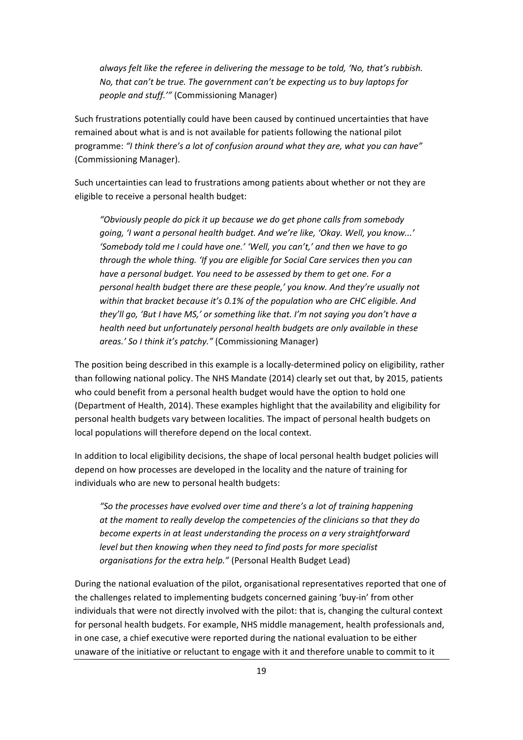*always felt like the referee in delivering the message to be told, 'No, that's rubbish. No, that can't be true. The government can't be expecting us to buy laptops for people and stuff.'"* (Commissioning Manager)

Such frustrations potentially could have been caused by continued uncertainties that have remained about what is and is not available for patients following the national pilot programme: *"I think there's a lot of confusion around what they are, what you can have"* (Commissioning Manager).

Such uncertainties can lead to frustrations among patients about whether or not they are eligible to receive a personal health budget:

> *"Obviously people do pick it up because we do get phone calls from somebody going, 'I want a personal health budget. And we're like, 'Okay. Well, you know...' 'Somebody told me I could have one.' 'Well, you can't,' and then we have to go through the whole thing. 'If you are eligible for Social Care services then you can have a personal budget. You need to be assessed by them to get one. For a personal health budget there are these people,' you know. And they're usually not within that bracket because it's 0.1% of the population who are CHC eligible. And they'll go, 'But I have MS,' or something like that. I'm not saying you don't have a health need but unfortunately personal health budgets are only available in these areas.' So I think it's patchy."* (Commissioning Manager)

The position being described in this example is a locally-determined policy on eligibility, rather than following national policy. The NHS Mandate (2014) clearly set out that, by 2015, patients who could benefit from a personal health budget would have the option to hold one (Department of Health, 2014). These examples highlight that the availability and eligibility for personal health budgets vary between localities. The impact of personal health budgets on local populations will therefore depend on the local context.

In addition to local eligibility decisions, the shape of local personal health budget policies will depend on how processes are developed in the locality and the nature of training for individuals who are new to personal health budgets:

> *"So the processes have evolved over time and there's a lot of training happening at the moment to really develop the competencies of the clinicians so that they do become experts in at least understanding the process on a very straightforward level but then knowing when they need to find posts for more specialist organisations for the extra help."* (Personal Health Budget Lead)

During the national evaluation of the pilot, organisational representatives reported that one of the challenges related to implementing budgets concerned gaining 'buy-in' from other individuals that were not directly involved with the pilot: that is, changing the cultural context for personal health budgets. For example, NHS middle management, health professionals and, in one case, a chief executive were reported during the national evaluation to be either unaware of the initiative or reluctant to engage with it and therefore unable to commit to it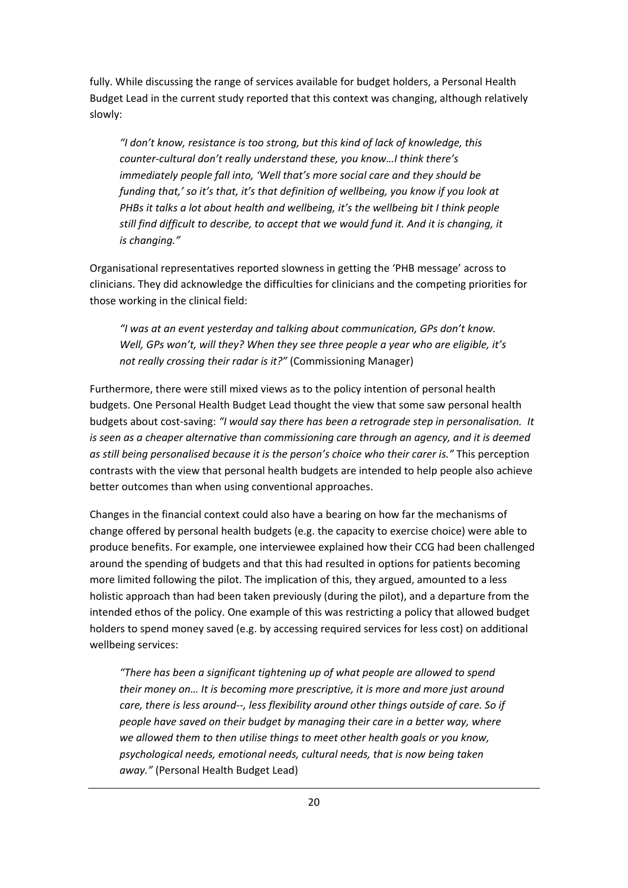fully. While discussing the range of services available for budget holders, a Personal Health Budget Lead in the current study reported that this context was changing, although relatively slowly:

> *"I don't know, resistance is too strong, but this kind of lack of knowledge, this counter-cultural don't really understand these, you know…I think there's immediately people fall into, 'Well that's more social care and they should be funding that,' so it's that, it's that definition of wellbeing, you know if you look at PHBs it talks a lot about health and wellbeing, it's the wellbeing bit I think people still find difficult to describe, to accept that we would fund it. And it is changing, it is changing."*

Organisational representatives reported slowness in getting the 'PHB message' across to clinicians. They did acknowledge the difficulties for clinicians and the competing priorities for those working in the clinical field:

> *"I was at an event yesterday and talking about communication, GPs don't know. Well, GPs won't, will they? When they see three people a year who are eligible, it's not really crossing their radar is it?"* (Commissioning Manager)

Furthermore, there were still mixed views as to the policy intention of personal health budgets. One Personal Health Budget Lead thought the view that some saw personal health budgets about cost-saving: *"I would say there has been a retrograde step in personalisation. It is seen as a cheaper alternative than commissioning care through an agency, and it is deemed as still being personalised because it is the person's choice who their carer is."* This perception contrasts with the view that personal health budgets are intended to help people also achieve better outcomes than when using conventional approaches.

Changes in the financial context could also have a bearing on how far the mechanisms of change offered by personal health budgets (e.g. the capacity to exercise choice) were able to produce benefits. For example, one interviewee explained how their CCG had been challenged around the spending of budgets and that this had resulted in options for patients becoming more limited following the pilot. The implication of this, they argued, amounted to a less holistic approach than had been taken previously (during the pilot), and a departure from the intended ethos of the policy. One example of this was restricting a policy that allowed budget holders to spend money saved (e.g. by accessing required services for less cost) on additional wellbeing services:

> *"There has been a significant tightening up of what people are allowed to spend their money on… It is becoming more prescriptive, it is more and more just around care, there is less around--, less flexibility around other things outside of care. So if people have saved on their budget by managing their care in a better way, where we allowed them to then utilise things to meet other health goals or you know, psychological needs, emotional needs, cultural needs, that is now being taken away."* (Personal Health Budget Lead)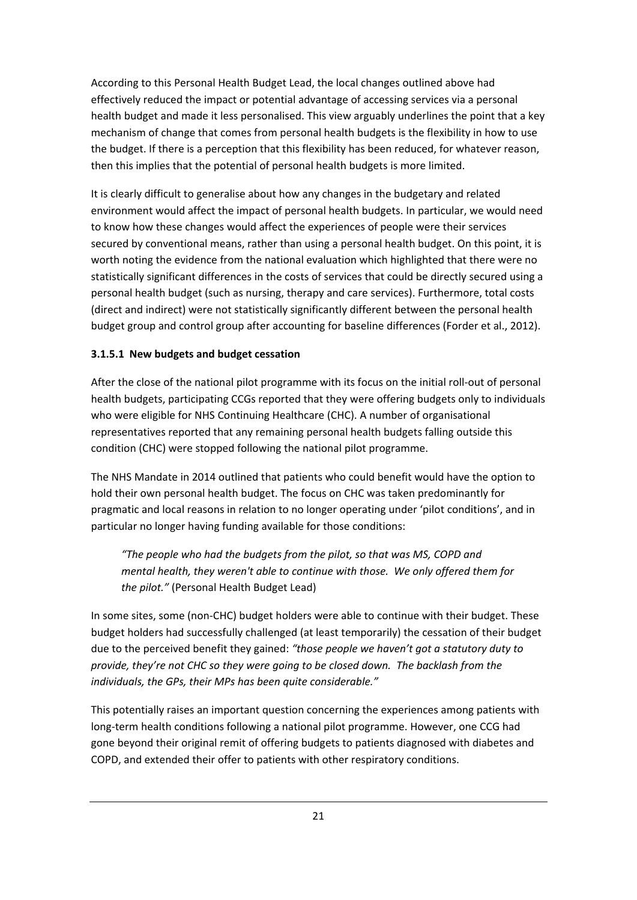According to this Personal Health Budget Lead, the local changes outlined above had effectively reduced the impact or potential advantage of accessing services via a personal health budget and made it less personalised. This view arguably underlines the point that a key mechanism of change that comes from personal health budgets is the flexibility in how to use the budget. If there is a perception that this flexibility has been reduced, for whatever reason, then this implies that the potential of personal health budgets is more limited.

It is clearly difficult to generalise about how any changes in the budgetary and related environment would affect the impact of personal health budgets. In particular, we would need to know how these changes would affect the experiences of people were their services secured by conventional means, rather than using a personal health budget. On this point, it is worth noting the evidence from the national evaluation which highlighted that there were no statistically significant differences in the costs of services that could be directly secured using a personal health budget (such as nursing, therapy and care services). Furthermore, total costs (direct and indirect) were not statistically significantly different between the personal health budget group and control group after accounting for baseline differences (Forder et al., 2012).

#### 3.1.5.1 New budgets and budget cessation

After the close of the national pilot programme with its focus on the initial roll-out of personal health budgets, participating CCGs reported that they were offering budgets only to individuals who were eligible for NHS Continuing Healthcare (CHC). A number of organisational representatives reported that any remaining personal health budgets falling outside this condition (CHC) were stopped following the national pilot programme.

The NHS Mandate in 2014 outlined that patients who could benefit would have the option to hold their own personal health budget. The focus on CHC was taken predominantly for pragmatic and local reasons in relation to no longer operating under 'pilot conditions', and in particular no longer having funding available for those conditions:

> *"The people who had the budgets from the pilot, so that was MS, COPD and mental health, they weren't able to continue with those. We only offered them for the pilot."* (Personal Health Budget Lead)

In some sites, some (non-CHC) budget holders were able to continue with their budget. These budget holders had successfully challenged (at least temporarily) the cessation of their budget due to the perceived benefit they gained: *"those people we haven't got a statutory duty to provide, they're not CHC so they were going to be closed down. The backlash from the individuals, the GPs, their MPs has been quite considerable."*

This potentially raises an important question concerning the experiences among patients with long-term health conditions following a national pilot programme. However, one CCG had gone beyond their original remit of offering budgets to patients diagnosed with diabetes and COPD, and extended their offer to patients with other respiratory conditions.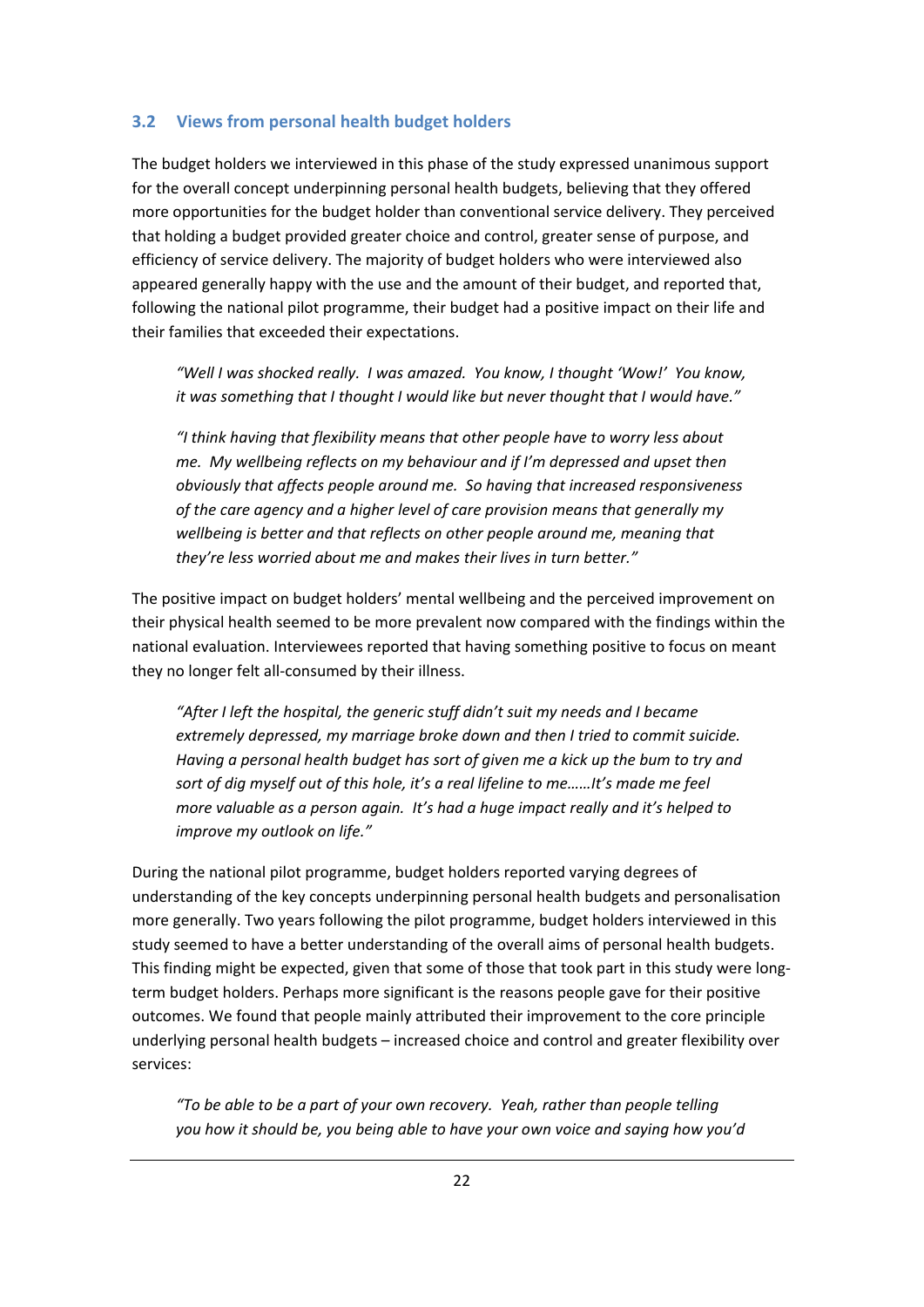### 3.2 Views from personal health budget holders

The budget holders we interviewed in this phase of the study expressed unanimous support for the overall concept underpinning personal health budgets, believing that they offered more opportunities for the budget holder than conventional service delivery. They perceived that holding a budget provided greater choice and control, greater sense of purpose, and efficiency of service delivery. The majority of budget holders who were interviewed also appeared generally happy with the use and the amount of their budget, and reported that, following the national pilot programme, their budget had a positive impact on their life and their families that exceeded their expectations.

> *"Well I was shocked really. I was amazed. You know, I thought 'Wow!' You know, it was something that I thought I would like but never thought that I would have."*

> *"I think having that flexibility means that other people have to worry less about me. My wellbeing reflects on my behaviour and if I'm depressed and upset then obviously that affects people around me. So having that increased responsiveness of the care agency and a higher level of care provision means that generally my wellbeing is better and that reflects on other people around me, meaning that they're less worried about me and makes their lives in turn better."*

The positive impact on budget holders' mental wellbeing and the perceived improvement on their physical health seemed to be more prevalent now compared with the findings within the national evaluation. Interviewees reported that having something positive to focus on meant they no longer felt all-consumed by their illness.

> *"After I left the hospital, the generic stuff didn't suit my needs and I became extremely depressed, my marriage broke down and then I tried to commit suicide. Having a personal health budget has sort of given me a kick up the bum to try and sort of dig myself out of this hole, it's a real lifeline to me……It's made me feel more valuable as a person again. It's had a huge impact really and it's helped to improve my outlook on life."*

During the national pilot programme, budget holders reported varying degrees of understanding of the key concepts underpinning personal health budgets and personalisation more generally. Two years following the pilot programme, budget holders interviewed in this study seemed to have a better understanding of the overall aims of personal health budgets. This finding might be expected, given that some of those that took part in this study were long-term budget holders. Perhaps more significant is the reasons people gave for their positive outcomes. We found that people mainly attributed their improvement to the core principle underlying personal health budgets – increased choice and control and greater flexibility over services:

> *"To be able to be a part of your own recovery. Yeah, rather than people telling you how it should be, you being able to have your own voice and saying how you'd*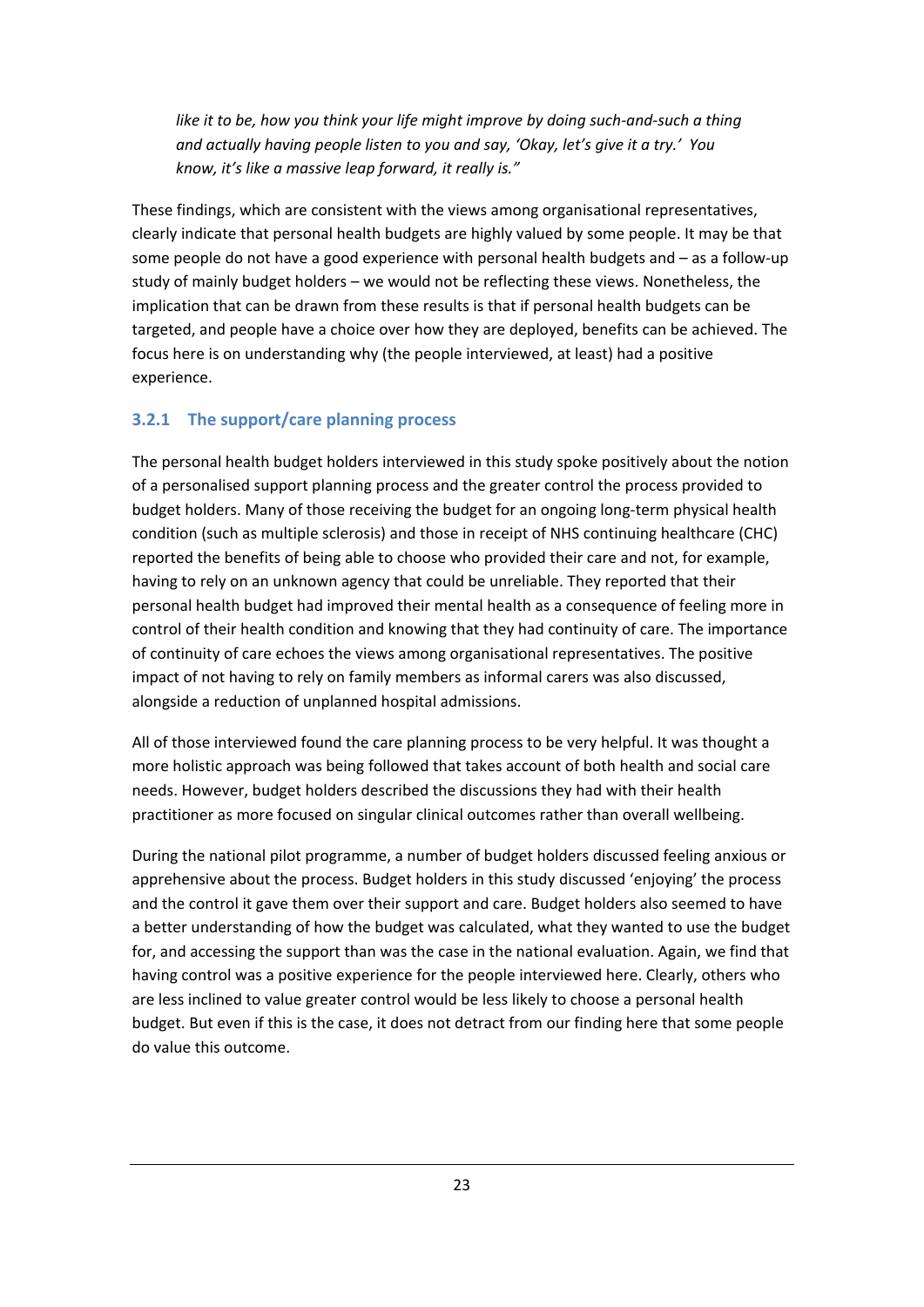*like it to be, how you think your life might improve by doing such-and-such a thing and actually having people listen to you and say, 'Okay, let's give it a try.' You know, it's like a massive leap forward, it really is."*

These findings, which are consistent with the views among organisational representatives, clearly indicate that personal health budgets are highly valued by some people. It may be that some people do not have a good experience with personal health budgets and – as a follow-up study of mainly budget holders – we would not be reflecting these views. Nonetheless, the implication that can be drawn from these results is that if personal health budgets can be targeted, and people have a choice over how they are deployed, benefits can be achieved. The focus here is on understanding why (the people interviewed, at least) had a positive experience.

### 3.2.1 The support/care planning process

The personal health budget holders interviewed in this study spoke positively about the notion of a personalised support planning process and the greater control the process provided to budget holders. Many of those receiving the budget for an ongoing long-term physical health condition (such as multiple sclerosis) and those in receipt of NHS continuing healthcare (CHC) reported the benefits of being able to choose who provided their care and not, for example, having to rely on an unknown agency that could be unreliable. They reported that their personal health budget had improved their mental health as a consequence of feeling more in control of their health condition and knowing that they had continuity of care. The importance of continuity of care echoes the views among organisational representatives. The positive impact of not having to rely on family members as informal carers was also discussed, alongside a reduction of unplanned hospital admissions.

All of those interviewed found the care planning process to be very helpful. It was thought a more holistic approach was being followed that takes account of both health and social care needs. However, budget holders described the discussions they had with their health practitioner as more focused on singular clinical outcomes rather than overall wellbeing.

During the national pilot programme, a number of budget holders discussed feeling anxious or apprehensive about the process. Budget holders in this study discussed 'enjoying' the process and the control it gave them over their support and care. Budget holders also seemed to have a better understanding of how the budget was calculated, what they wanted to use the budget for, and accessing the support than was the case in the national evaluation. Again, we find that having control was a positive experience for the people interviewed here. Clearly, others who are less inclined to value greater control would be less likely to choose a personal health budget. But even if this is the case, it does not detract from our finding here that some people do value this outcome.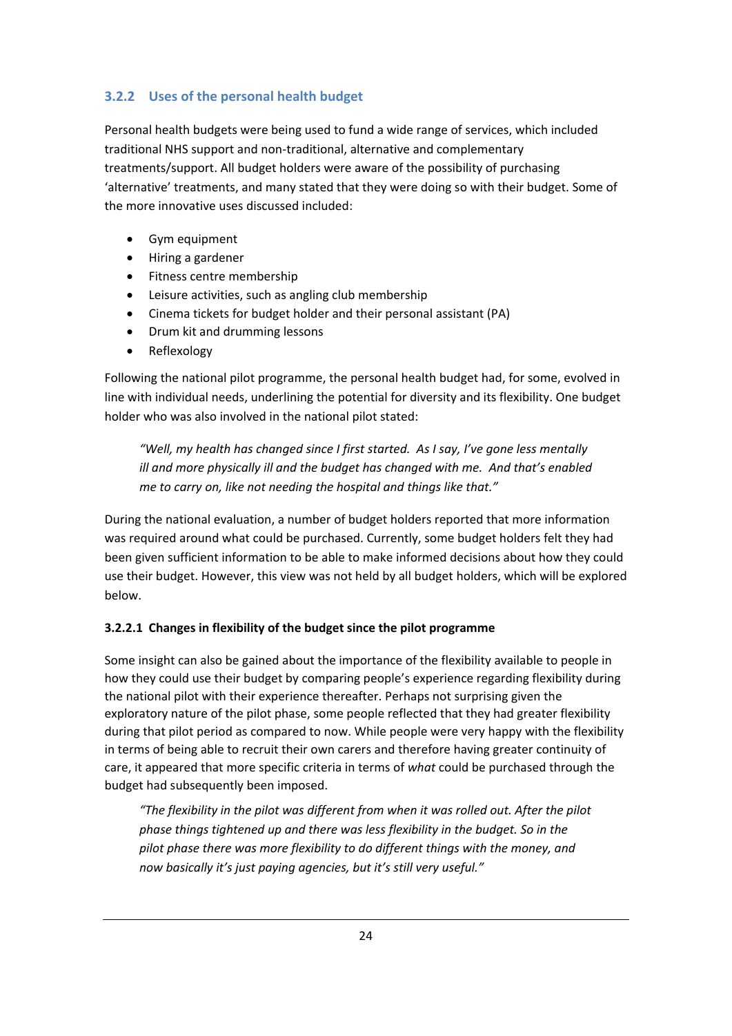### 3.2.2 Uses of the personal health budget

Personal health budgets were being used to fund a wide range of services, which included traditional NHS support and non-traditional, alternative and complementary treatments/support. All budget holders were aware of the possibility of purchasing 'alternative' treatments, and many stated that they were doing so with their budget. Some of the more innovative uses discussed included:

- Gym equipment
- Hiring a gardener
- Fitness centre membership
- Leisure activities, such as angling club membership
- Cinema tickets for budget holder and their personal assistant (PA)
- Drum kit and drumming lessons
- Reflexology

Following the national pilot programme, the personal health budget had, for some, evolved in line with individual needs, underlining the potential for diversity and its flexibility. One budget holder who was also involved in the national pilot stated:

> *"Well, my health has changed since I first started. As I say, I've gone less mentally ill and more physically ill and the budget has changed with me. And that's enabled me to carry on, like not needing the hospital and things like that."*

During the national evaluation, a number of budget holders reported that more information was required around what could be purchased. Currently, some budget holders felt they had been given sufficient information to be able to make informed decisions about how they could use their budget. However, this view was not held by all budget holders, which will be explored below.

#### 3.2.2.1 Changes in flexibility of the budget since the pilot programme

Some insight can also be gained about the importance of the flexibility available to people in how they could use their budget by comparing people's experience regarding flexibility during the national pilot with their experience thereafter. Perhaps not surprising given the exploratory nature of the pilot phase, some people reflected that they had greater flexibility during that pilot period as compared to now. While people were very happy with the flexibility in terms of being able to recruit their own carers and therefore having greater continuity of care, it appeared that more specific criteria in terms of *what* could be purchased through the budget had subsequently been imposed.

> *"The flexibility in the pilot was different from when it was rolled out. After the pilot phase things tightened up and there was less flexibility in the budget. So in the pilot phase there was more flexibility to do different things with the money, and now basically it's just paying agencies, but it's still very useful."*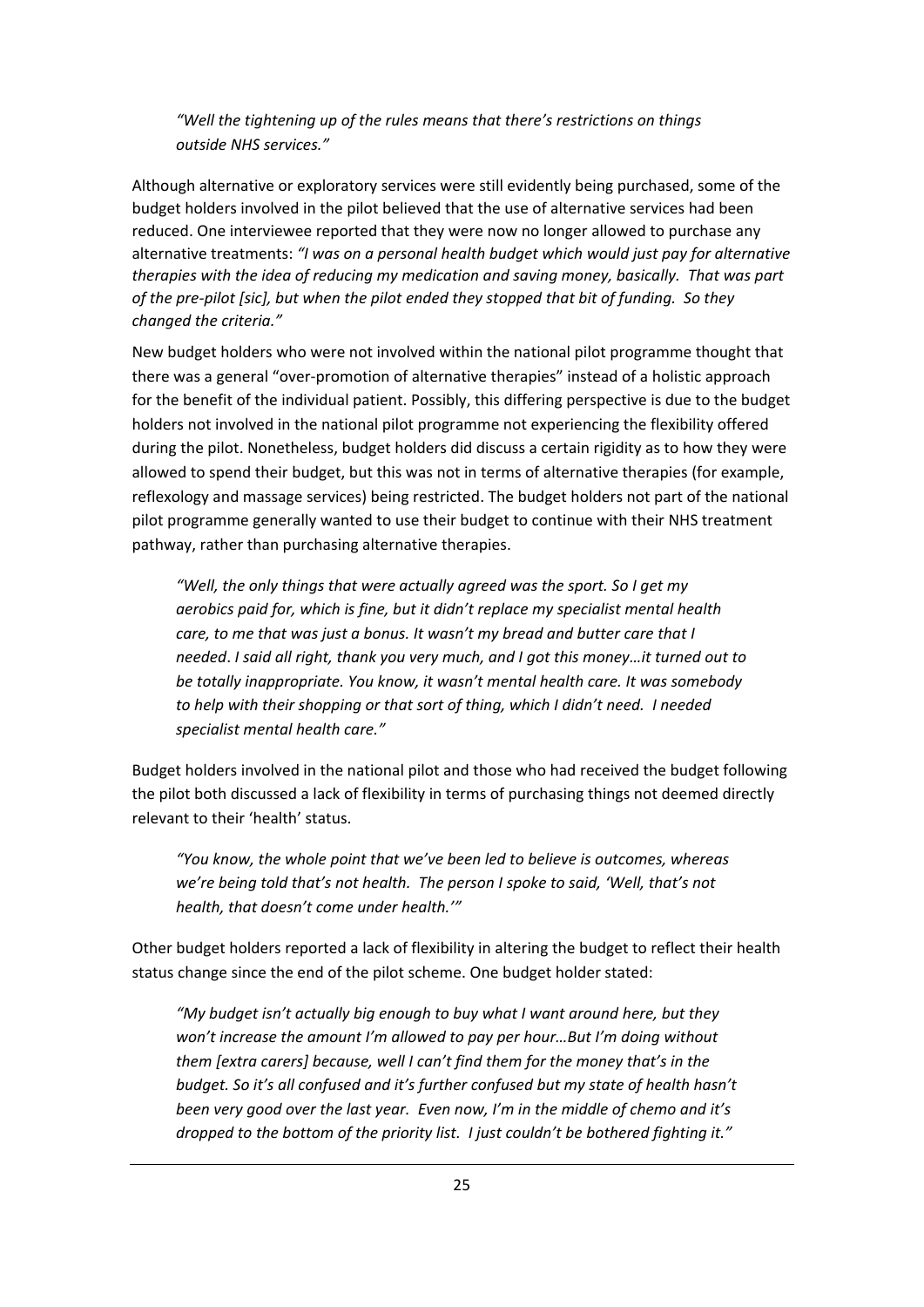> *"Well the tightening up of the rules means that there's restrictions on things outside NHS services."*

Although alternative or exploratory services were still evidently being purchased, some of the budget holders involved in the pilot believed that the use of alternative services had been reduced. One interviewee reported that they were now no longer allowed to purchase any alternative treatments: *"I was on a personal health budget which would just pay for alternative therapies with the idea of reducing my medication and saving money, basically. That was part of the pre-pilot [sic], but when the pilot ended they stopped that bit of funding. So they changed the criteria."*

New budget holders who were not involved within the national pilot programme thought that there was a general "over-promotion of alternative therapies" instead of a holistic approach for the benefit of the individual patient. Possibly, this differing perspective is due to the budget holders not involved in the national pilot programme not experiencing the flexibility offered during the pilot. Nonetheless, budget holders did discuss a certain rigidity as to how they were allowed to spend their budget, but this was not in terms of alternative therapies (for example, reflexology and massage services) being restricted. The budget holders not part of the national pilot programme generally wanted to use their budget to continue with their NHS treatment pathway, rather than purchasing alternative therapies.

> *"Well, the only things that were actually agreed was the sport. So I get my aerobics paid for, which is fine, but it didn't replace my specialist mental health care, to me that was just a bonus. It wasn't my bread and butter care that I needed. I said all right, thank you very much, and I got this money…it turned out to be totally inappropriate. You know, it wasn't mental health care. It was somebody to help with their shopping or that sort of thing, which I didn't need. I needed specialist mental health care."*

Budget holders involved in the national pilot and those who had received the budget following the pilot both discussed a lack of flexibility in terms of purchasing things not deemed directly relevant to their 'health' status.

> *"You know, the whole point that we've been led to believe is outcomes, whereas we're being told that's not health. The person I spoke to said, 'Well, that's not health, that doesn't come under health.'"*

Other budget holders reported a lack of flexibility in altering the budget to reflect their health status change since the end of the pilot scheme. One budget holder stated:

> *"My budget isn't actually big enough to buy what I want around here, but they won't increase the amount I'm allowed to pay per hour…But I'm doing without them [extra carers] because, well I can't find them for the money that's in the budget. So it's all confused and it's further confused but my state of health hasn't been very good over the last year. Even now, I'm in the middle of chemo and it's dropped to the bottom of the priority list. I just couldn't be bothered fighting it."*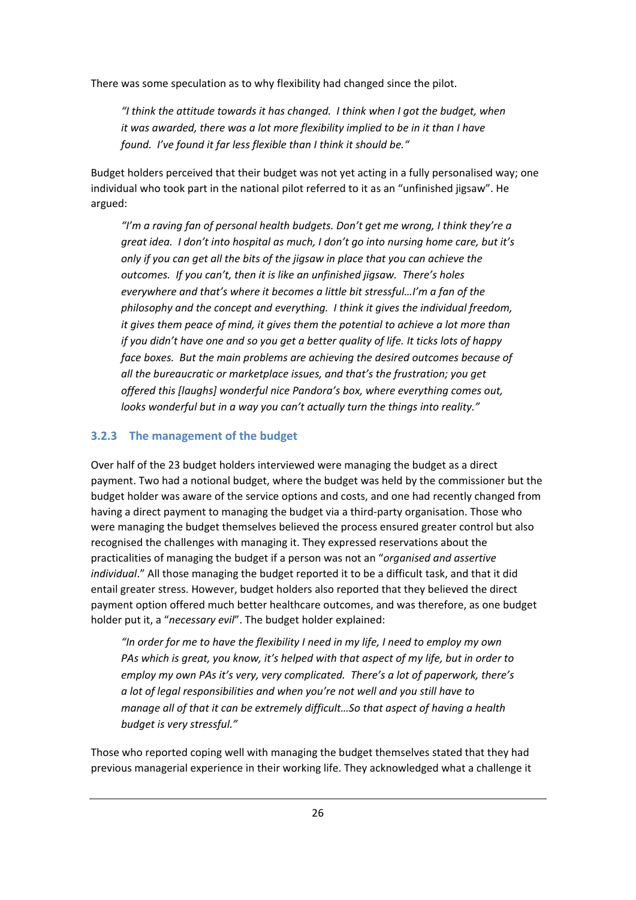There was some speculation as to why flexibility had changed since the pilot.

> *"I think the attitude towards it has changed. I think when I got the budget, when it was awarded, there was a lot more flexibility implied to be in it than I have found. I've found it far less flexible than I think it should be."*

Budget holders perceived that their budget was not yet acting in a fully personalised way; one individual who took part in the national pilot referred to it as an "unfinished jigsaw". He argued:

> *"I'm a raving fan of personal health budgets. Don't get me wrong, I think they're a great idea. I don't into hospital as much, I don't go into nursing home care, but it's only if you can get all the bits of the jigsaw in place that you can achieve the outcomes. If you can't, then it is like an unfinished jigsaw. There's holes everywhere and that's where it becomes a little bit stressful…I'm a fan of the philosophy and the concept and everything. I think it gives the individual freedom, it gives them peace of mind, it gives them the potential to achieve a lot more than if you didn't have one and so you get a better quality of life. It ticks lots of happy face boxes. But the main problems are achieving the desired outcomes because of all the bureaucratic or marketplace issues, and that's the frustration; you get offered this [laughs] wonderful nice Pandora's box, where everything comes out, looks wonderful but in a way you can't actually turn the things into reality."*

### 3.2.3 The management of the budget

Over half of the 23 budget holders interviewed were managing the budget as a direct payment. Two had a notional budget, where the budget was held by the commissioner but the budget holder was aware of the service options and costs, and one had recently changed from having a direct payment to managing the budget via a third-party organisation. Those who were managing the budget themselves believed the process ensured greater control but also recognised the challenges with managing it. They expressed reservations about the practicalities of managing the budget if a person was not an "*organised and assertive individual*." All those managing the budget reported it to be a difficult task, and that it did entail greater stress. However, budget holders also reported that they believed the direct payment option offered much better healthcare outcomes, and was therefore, as one budget holder put it, a "*necessary evil*". The budget holder explained:

> *"In order for me to have the flexibility I need in my life, I need to employ my own PAs which is great, you know, it's helped with that aspect of my life, but in order to employ my own PAs it's very, very complicated. There's a lot of paperwork, there's a lot of legal responsibilities and when you're not well and you still have to manage all of that it can be extremely difficult…So that aspect of having a health budget is very stressful."*

Those who reported coping well with managing the budget themselves stated that they had previous managerial experience in their working life. They acknowledged what a challenge it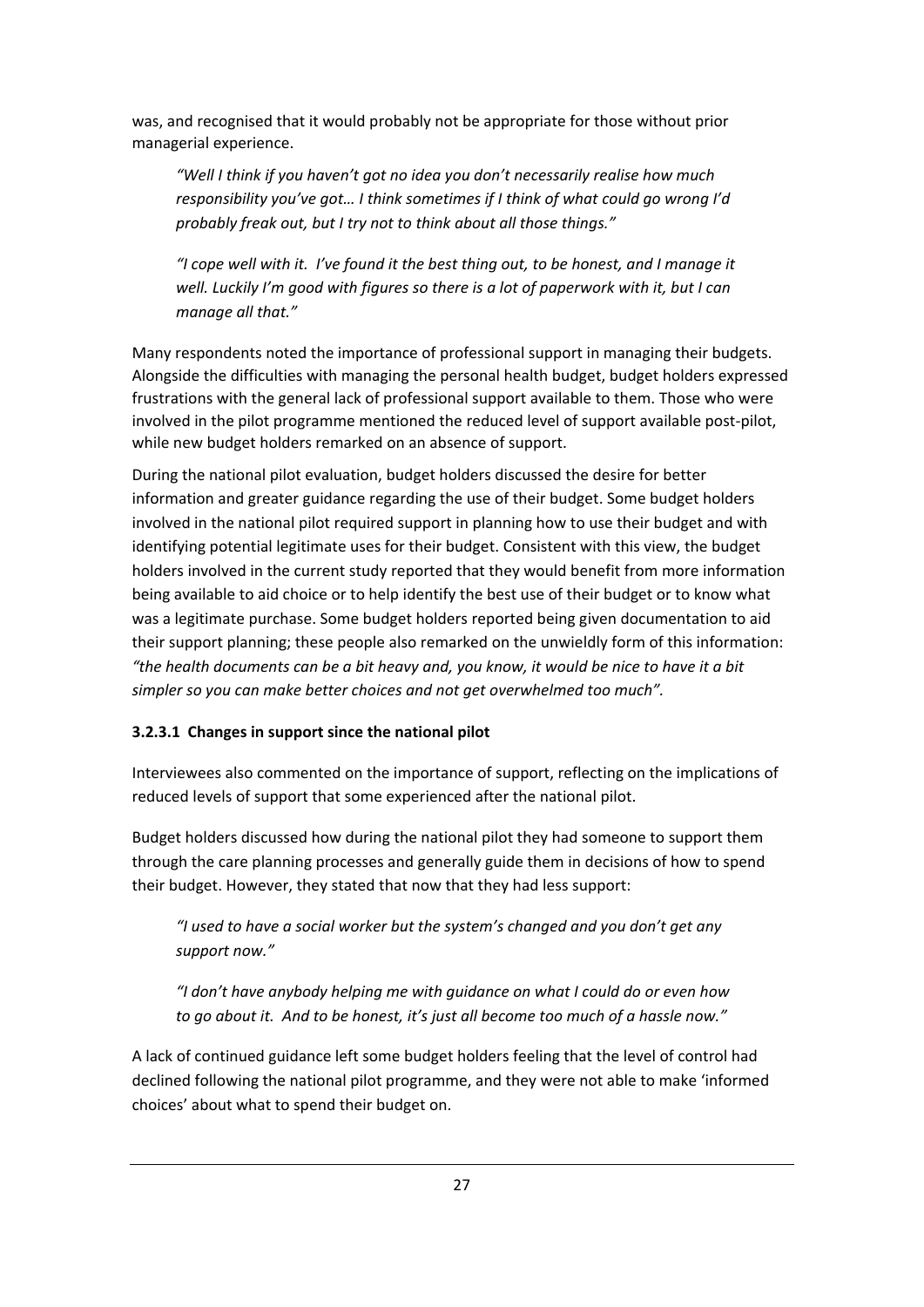was, and recognised that it would probably not be appropriate for those without prior managerial experience.

> *"Well I think if you haven't got no idea you don't necessarily realise how much responsibility you've got… I think sometimes if I think of what could go wrong I'd probably freak out, but I try not to think about all those things."*

> *"I cope well with it. I've found it the best thing out, to be honest, and I manage it well. Luckily I'm good with figures so there is a lot of paperwork with it, but I can manage all that."*

Many respondents noted the importance of professional support in managing their budgets. Alongside the difficulties with managing the personal health budget, budget holders expressed frustrations with the general lack of professional support available to them. Those who were involved in the pilot programme mentioned the reduced level of support available post-pilot, while new budget holders remarked on an absence of support.

During the national pilot evaluation, budget holders discussed the desire for better information and greater guidance regarding the use of their budget. Some budget holders involved in the national pilot required support in planning how to use their budget and with identifying potential legitimate uses for their budget. Consistent with this view, the budget holders involved in the current study reported that they would benefit from more information being available to aid choice or to help identify the best use of their budget or to know what was a legitimate purchase. Some budget holders reported being given documentation to aid their support planning; these people also remarked on the unwieldly form of this information: *"the health documents can be a bit heavy and, you know, it would be nice to have it a bit simpler so you can make better choices and not get overwhelmed too much".*

#### 3.2.3.1 Changes in support since the national pilot

Interviewees also commented on the importance of support, reflecting on the implications of reduced levels of support that some experienced after the national pilot.

Budget holders discussed how during the national pilot they had someone to support them through the care planning processes and generally guide them in decisions of how to spend their budget. However, they stated that now that they had less support:

> *"I used to have a social worker but the system's changed and you don't get any support now."*

> *"I don't have anybody helping me with guidance on what I could do or even how to go about it. And to be honest, it's just all become too much of a hassle now."*

A lack of continued guidance left some budget holders feeling that the level of control had declined following the national pilot programme, and they were not able to make 'informed choices' about what to spend their budget on.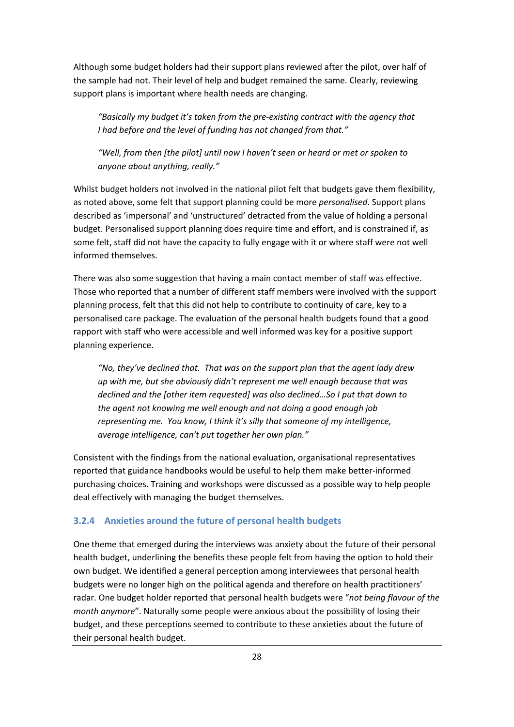Although some budget holders had their support plans reviewed after the pilot, over half of the sample had not. Their level of help and budget remained the same. Clearly, reviewing support plans is important where health needs are changing.

> *"Basically my budget it's taken from the pre-existing contract with the agency that I had before and the level of funding has not changed from that."*

> *"Well, from then [the pilot] until now I haven't seen or heard or met or spoken to anyone about anything, really."*

Whilst budget holders not involved in the national pilot felt that budgets gave them flexibility, as noted above, some felt that support planning could be more *personalised*. Support plans described as 'impersonal' and 'unstructured' detracted from the value of holding a personal budget. Personalised support planning does require time and effort, and is constrained if, as some felt, staff did not have the capacity to fully engage with it or where staff were not well informed themselves.

There was also some suggestion that having a main contact member of staff was effective. Those who reported that a number of different staff members were involved with the support planning process, felt that this did not help to contribute to continuity of care, key to a personalised care package. The evaluation of the personal health budgets found that a good rapport with staff who were accessible and well informed was key for a positive support planning experience.

> *"No, they've declined that. That was on the support plan that the agent lady drew up with me, but she obviously didn't represent me well enough because that was declined and the [other item requested] was also declined…So I put that down to the agent not knowing me well enough and not doing a good enough job representing me. You know, I think it's silly that someone of my intelligence, average intelligence, can't put together her own plan."*

Consistent with the findings from the national evaluation, organisational representatives reported that guidance handbooks would be useful to help them make better-informed purchasing choices. Training and workshops were discussed as a possible way to help people deal effectively with managing the budget themselves.

### 3.2.4 Anxieties around the future of personal health budgets

One theme that emerged during the interviews was anxiety about the future of their personal health budget, underlining the benefits these people felt from having the option to hold their own budget. We identified a general perception among interviewees that personal health budgets were no longer high on the political agenda and therefore on health practitioners' radar. One budget holder reported that personal health budgets were "*not being flavour of the month anymore*". Naturally some people were anxious about the possibility of losing their budget, and these perceptions seemed to contribute to these anxieties about the future of their personal health budget.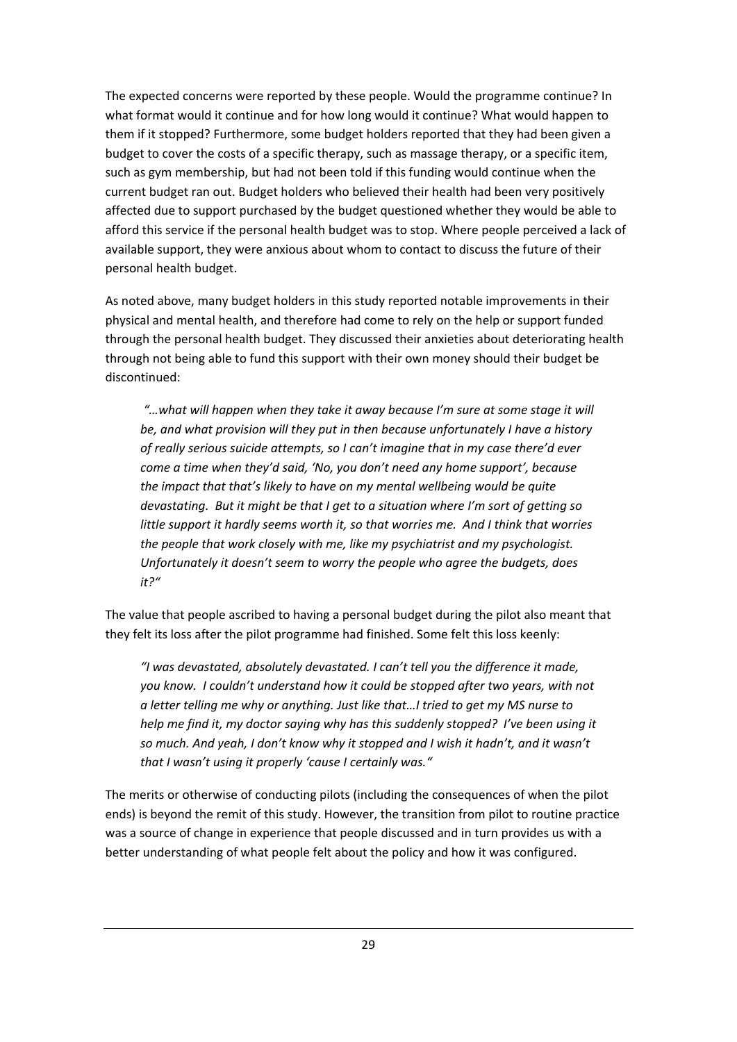The expected concerns were reported by these people. Would the programme continue? In what format would it continue and for how long would it continue? What would happen to them if it stopped? Furthermore, some budget holders reported that they had been given a budget to cover the costs of a specific therapy, such as massage therapy, or a specific item, such as gym membership, but had not been told if this funding would continue when the current budget ran out. Budget holders who believed their health had been very positively affected due to support purchased by the budget questioned whether they would be able to afford this service if the personal health budget was to stop. Where people perceived a lack of available support, they were anxious about whom to contact to discuss the future of their personal health budget.

As noted above, many budget holders in this study reported notable improvements in their physical and mental health, and therefore had come to rely on the help or support funded through the personal health budget. They discussed their anxieties about deteriorating health through not being able to fund this support with their own money should their budget be discontinued:

> *"…what will happen when they take it away because I'm sure at some stage it will be, and what provision will they put in then because unfortunately I have a history of really serious suicide attempts, so I can't imagine that in my case there'd ever come a time when they'd said, 'No, you don't need any home support', because the impact that that's likely to have on my mental wellbeing would be quite devastating. But it might be that I get to a situation where I'm sort of getting so little support it hardly seems worth it, so that worries me. And I think that worries the people that work closely with me, like my psychiatrist and my psychologist. Unfortunately it doesn't seem to worry the people who agree the budgets, does it?"*

The value that people ascribed to having a personal budget during the pilot also meant that they felt its loss after the pilot programme had finished. Some felt this loss keenly:

> *"I was devastated, absolutely devastated. I can't tell you the difference it made, you know. I couldn't understand how it could be stopped after two years, with not a letter telling me why or anything. Just like that…I tried to get my MS nurse to help me find it, my doctor saying why has this suddenly stopped? I've been using it so much. And yeah, I don't know why it stopped and I wish it hadn't, and it wasn't that I wasn't using it properly 'cause I certainly was."*

The merits or otherwise of conducting pilots (including the consequences of when the pilot ends) is beyond the remit of this study. However, the transition from pilot to routine practice was a source of change in experience that people discussed and in turn provides us with a better understanding of what people felt about the policy and how it was configured.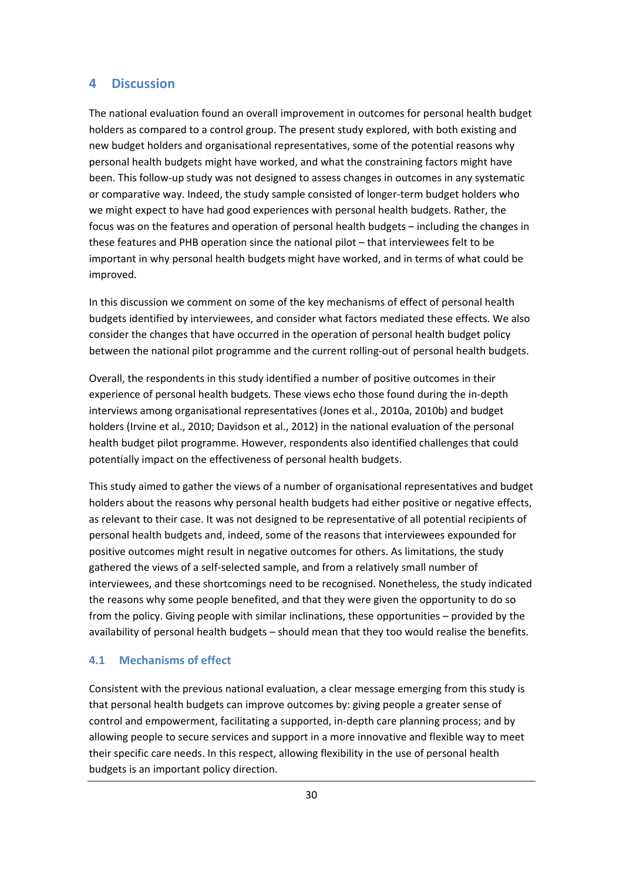## 4 Discussion

The national evaluation found an overall improvement in outcomes for personal health budget holders as compared to a control group. The present study explored, with both existing and new budget holders and organisational representatives, some of the potential reasons why personal health budgets might have worked, and what the constraining factors might have been. This follow-up study was not designed to assess changes in outcomes in any systematic or comparative way. Indeed, the study sample consisted of longer-term budget holders who we might expect to have had good experiences with personal health budgets. Rather, the focus was on the features and operation of personal health budgets – including the changes in these features and PHB operation since the national pilot – that interviewees felt to be important in why personal health budgets might have worked, and in terms of what could be improved.

In this discussion we comment on some of the key mechanisms of effect of personal health budgets identified by interviewees, and consider what factors mediated these effects. We also consider the changes that have occurred in the operation of personal health budget policy between the national pilot programme and the current rolling-out of personal health budgets.

Overall, the respondents in this study identified a number of positive outcomes in their experience of personal health budgets. These views echo those found during the in-depth interviews among organisational representatives (Jones et al., 2010a, 2010b) and budget holders (Irvine et al., 2010; Davidson et al., 2012) in the national evaluation of the personal health budget pilot programme. However, respondents also identified challenges that could potentially impact on the effectiveness of personal health budgets.

This study aimed to gather the views of a number of organisational representatives and budget holders about the reasons why personal health budgets had either positive or negative effects, as relevant to their case. It was not designed to be representative of all potential recipients of personal health budgets and, indeed, some of the reasons that interviewees expounded for positive outcomes might result in negative outcomes for others. As limitations, the study gathered the views of a self-selected sample, and from a relatively small number of interviewees, and these shortcomings need to be recognised. Nonetheless, the study indicated the reasons why some people benefited, and that they were given the opportunity to do so from the policy. Giving people with similar inclinations, these opportunities – provided by the availability of personal health budgets – should mean that they too would realise the benefits.

### 4.1 Mechanisms of effect

Consistent with the previous national evaluation, a clear message emerging from this study is that personal health budgets can improve outcomes by: giving people a greater sense of control and empowerment, facilitating a supported, in-depth care planning process; and by allowing people to secure services and support in a more innovative and flexible way to meet their specific care needs. In this respect, allowing flexibility in the use of personal health budgets is an important policy direction.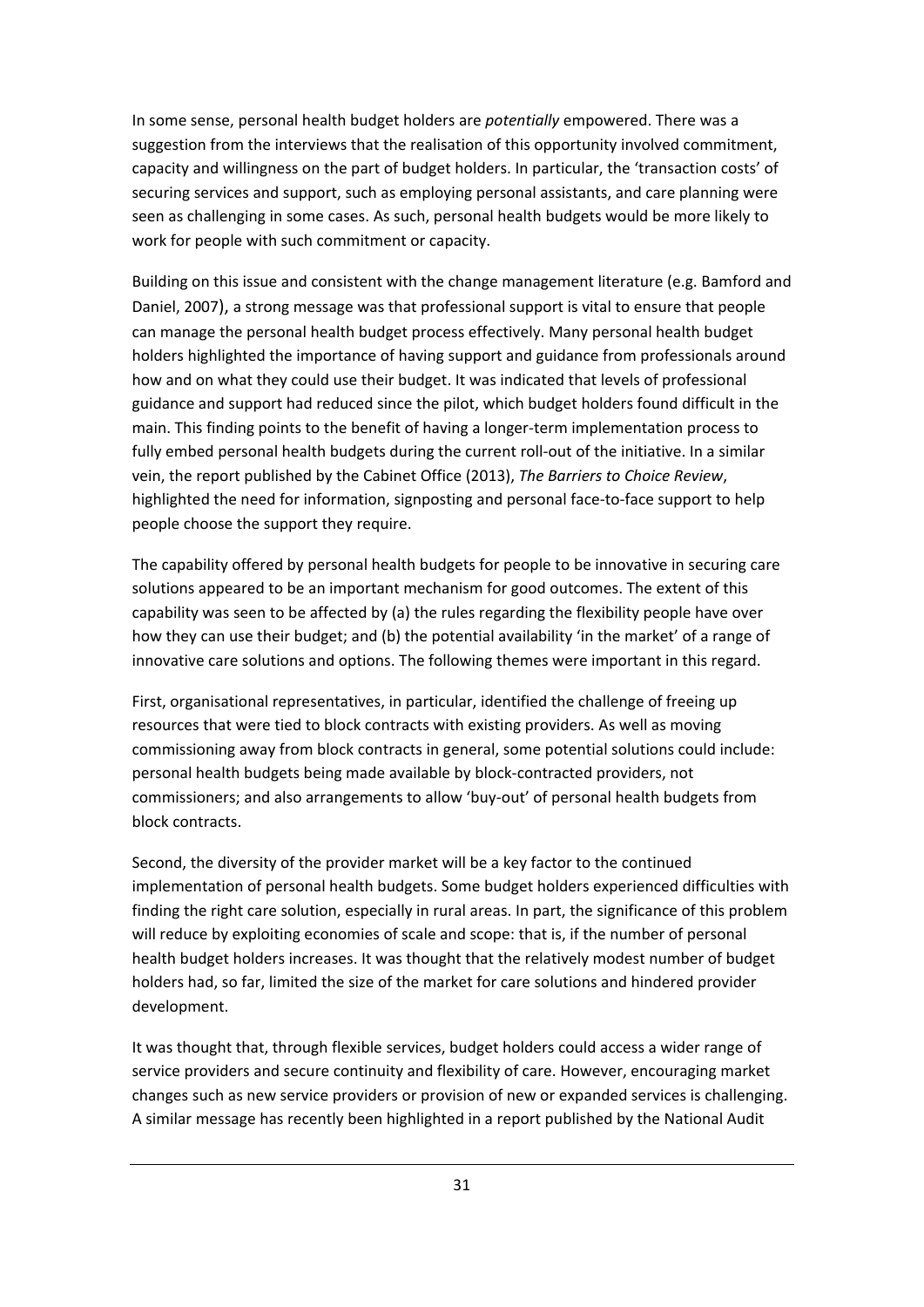In some sense, personal health budget holders are *potentially* empowered. There was a suggestion from the interviews that the realisation of this opportunity involved commitment, capacity and willingness on the part of budget holders. In particular, the 'transaction costs' of securing services and support, such as employing personal assistants, and care planning were seen as challenging in some cases. As such, personal health budgets would be more likely to work for people with such commitment or capacity.

Building on this issue and consistent with the change management literature (e.g. Bamford and Daniel, 2007), a strong message was that professional support is vital to ensure that people can manage the personal health budget process effectively. Many personal health budget holders highlighted the importance of having support and guidance from professionals around how and on what they could use their budget. It was indicated that levels of professional guidance and support had reduced since the pilot, which budget holders found difficult in the main. This finding points to the benefit of having a longer-term implementation process to fully embed personal health budgets during the current roll-out of the initiative. In a similar vein, the report published by the Cabinet Office (2013), *The Barriers to Choice Review*, highlighted the need for information, signposting and personal face-to-face support to help people choose the support they require.

The capability offered by personal health budgets for people to be innovative in securing care solutions appeared to be an important mechanism for good outcomes. The extent of this capability was seen to be affected by (a) the rules regarding the flexibility people have over how they can use their budget; and (b) the potential availability 'in the market' of a range of innovative care solutions and options. The following themes were important in this regard.

First, organisational representatives, in particular, identified the challenge of freeing up resources that were tied to block contracts with existing providers. As well as moving commissioning away from block contracts in general, some potential solutions could include: personal health budgets being made available by block-contracted providers, not commissioners; and also arrangements to allow 'buy-out' of personal health budgets from block contracts.

Second, the diversity of the provider market will be a key factor to the continued implementation of personal health budgets. Some budget holders experienced difficulties with finding the right care solution, especially in rural areas. In part, the significance of this problem will reduce by exploiting economies of scale and scope: that is, if the number of personal health budget holders increases. It was thought that the relatively modest number of budget holders had, so far, limited the size of the market for care solutions and hindered provider development.

It was thought that, through flexible services, budget holders could access a wider range of service providers and secure continuity and flexibility of care. However, encouraging market changes such as new service providers or provision of new or expanded services is challenging. A similar message has recently been highlighted in a report published by the National Audit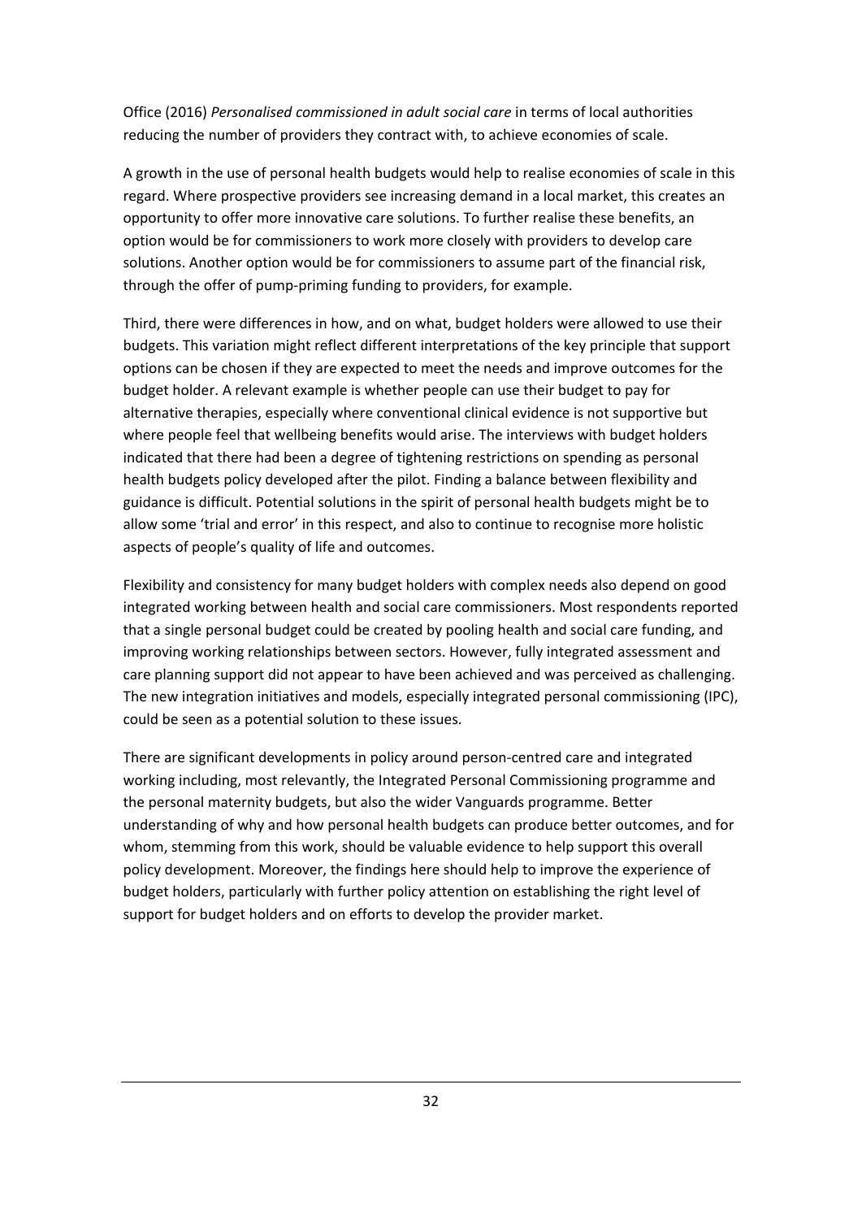Office (2016) *Personalised commissioned in adult social care* in terms of local authorities reducing the number of providers they contract with, to achieve economies of scale.

A growth in the use of personal health budgets would help to realise economies of scale in this regard. Where prospective providers see increasing demand in a local market, this creates an opportunity to offer more innovative care solutions. To further realise these benefits, an option would be for commissioners to work more closely with providers to develop care solutions. Another option would be for commissioners to assume part of the financial risk, through the offer of pump-priming funding to providers, for example.

Third, there were differences in how, and on what, budget holders were allowed to use their budgets. This variation might reflect different interpretations of the key principle that support options can be chosen if they are expected to meet the needs and improve outcomes for the budget holder. A relevant example is whether people can use their budget to pay for alternative therapies, especially where conventional clinical evidence is not supportive but where people feel that wellbeing benefits would arise. The interviews with budget holders indicated that there had been a degree of tightening restrictions on spending as personal health budgets policy developed after the pilot. Finding a balance between flexibility and guidance is difficult. Potential solutions in the spirit of personal health budgets might be to allow some 'trial and error' in this respect, and also to continue to recognise more holistic aspects of people's quality of life and outcomes.

Flexibility and consistency for many budget holders with complex needs also depend on good integrated working between health and social care commissioners. Most respondents reported that a single personal budget could be created by pooling health and social care funding, and improving working relationships between sectors. However, fully integrated assessment and care planning support did not appear to have been achieved and was perceived as challenging. The new integration initiatives and models, especially integrated personal commissioning (IPC), could be seen as a potential solution to these issues.

There are significant developments in policy around person-centred care and integrated working including, most relevantly, the Integrated Personal Commissioning programme and the personal maternity budgets, but also the wider Vanguards programme. Better understanding of why and how personal health budgets can produce better outcomes, and for whom, stemming from this work, should be valuable evidence to help support this overall policy development. Moreover, the findings here should help to improve the experience of budget holders, particularly with further policy attention on establishing the right level of support for budget holders and on efforts to develop the provider market.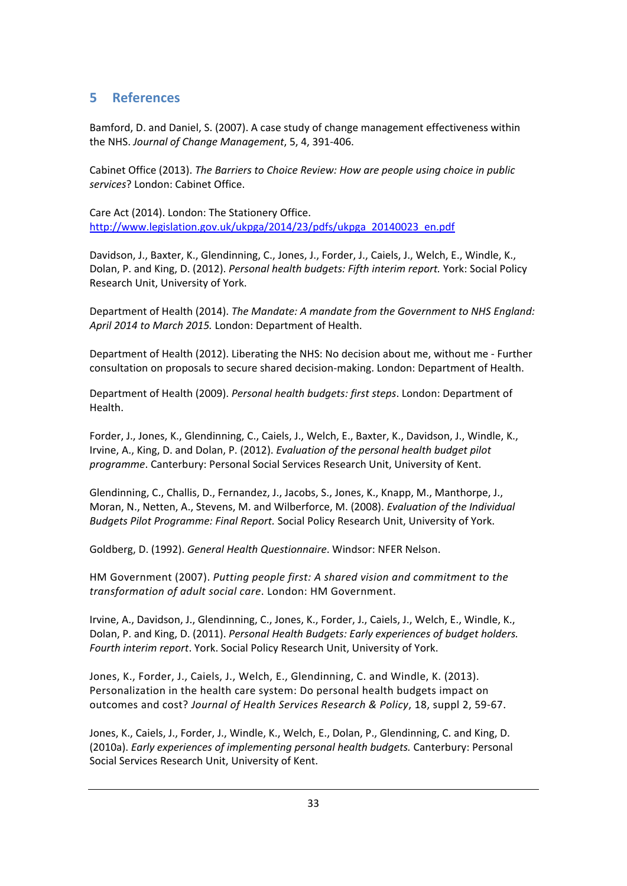## 5 References

Bamford, D. and Daniel, S. (2007). A case study of change management effectiveness within the NHS. *Journal of Change Management*, 5, 4, 391-406.

Cabinet Office (2013). *The Barriers to Choice Review: How are people using choice in public services*? London: Cabinet Office.

Care Act (2014). London: The Stationery Office. http://www.legislation.gov.uk/ukpga/2014/23/pdfs/ukpga_20140023_en.pdf

Davidson, J., Baxter, K., Glendinning, C., Jones, J., Forder, J., Caiels, J., Welch, E., Windle, K., Dolan, P. and King, D. (2012). *Personal health budgets: Fifth interim report.* York: Social Policy Research Unit, University of York.

Department of Health (2014). *The Mandate: A mandate from the Government to NHS England: April 2014 to March 2015.* London: Department of Health.

Department of Health (2012). Liberating the NHS: No decision about me, without me - Further consultation on proposals to secure shared decision-making. London: Department of Health.

Department of Health (2009). *Personal health budgets: first steps*. London: Department of Health.

Forder, J., Jones, K., Glendinning, C., Caiels, J., Welch, E., Baxter, K., Davidson, J., Windle, K., Irvine, A., King, D. and Dolan, P. (2012). *Evaluation of the personal health budget pilot programme*. Canterbury: Personal Social Services Research Unit, University of Kent.

Glendinning, C., Challis, D., Fernandez, J., Jacobs, S., Jones, K., Knapp, M., Manthorpe, J., Moran, N., Netten, A., Stevens, M. and Wilberforce, M. (2008). *Evaluation of the Individual Budgets Pilot Programme: Final Report.* Social Policy Research Unit, University of York.

Goldberg, D. (1992). *General Health Questionnaire*. Windsor: NFER Nelson.

HM Government (2007). *Putting people first: A shared vision and commitment to the transformation of adult social care*. London: HM Government.

Irvine, A., Davidson, J., Glendinning, C., Jones, K., Forder, J., Caiels, J., Welch, E., Windle, K., Dolan, P. and King, D. (2011). *Personal Health Budgets: Early experiences of budget holders. Fourth interim report*. York. Social Policy Research Unit, University of York.

Jones, K., Forder, J., Caiels, J., Welch, E., Glendinning, C. and Windle, K. (2013). Personalization in the health care system: Do personal health budgets impact on outcomes and cost? *Journal of Health Services Research & Policy*, 18, suppl 2, 59-67.

Jones, K., Caiels, J., Forder, J., Windle, K., Welch, E., Dolan, P., Glendinning, C. and King, D. (2010a). *Early experiences of implementing personal health budgets.* Canterbury: Personal Social Services Research Unit, University of Kent.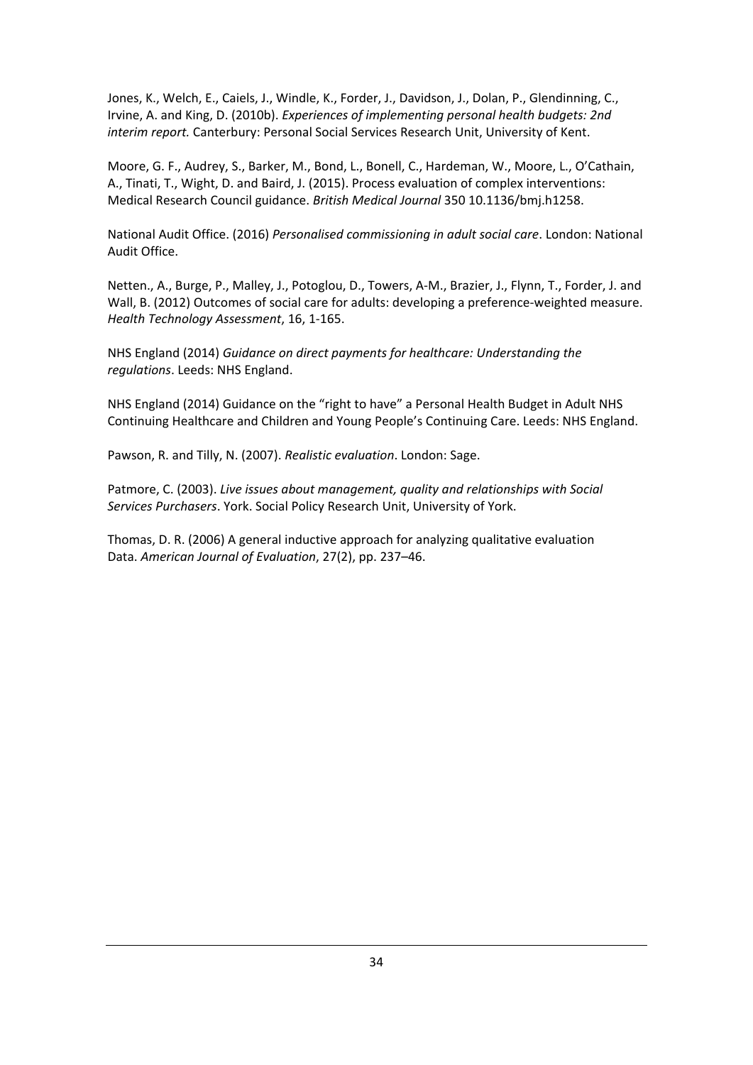Jones, K., Welch, E., Caiels, J., Windle, K., Forder, J., Davidson, J., Dolan, P., Glendinning, C., Irvine, A. and King, D. (2010b). *Experiences of implementing personal health budgets: 2nd interim report.* Canterbury: Personal Social Services Research Unit, University of Kent.

Moore, G. F., Audrey, S., Barker, M., Bond, L., Bonell, C., Hardeman, W., Moore, L., O'Cathain, A., Tinati, T., Wight, D. and Baird, J. (2015). Process evaluation of complex interventions: Medical Research Council guidance. *British Medical Journal* 350 10.1136/bmj.h1258.

National Audit Office. (2016) *Personalised commissioning in adult social care*. London: National Audit Office.

Netten., A., Burge, P., Malley, J., Potoglou, D., Towers, A-M., Brazier, J., Flynn, T., Forder, J. and Wall, B. (2012) Outcomes of social care for adults: developing a preference-weighted measure. *Health Technology Assessment*, 16, 1-165.

NHS England (2014) *Guidance on direct payments for healthcare: Understanding the regulations*. Leeds: NHS England.

NHS England (2014) Guidance on the "right to have" a Personal Health Budget in Adult NHS Continuing Healthcare and Children and Young People's Continuing Care. Leeds: NHS England.

Pawson, R. and Tilly, N. (2007). *Realistic evaluation*. London: Sage.

Patmore, C. (2003). *Live issues about management, quality and relationships with Social Services Purchasers*. York. Social Policy Research Unit, University of York.

Thomas, D. R. (2006) A general inductive approach for analyzing qualitative evaluation Data. *American Journal of Evaluation*, 27(2), pp. 237–46.